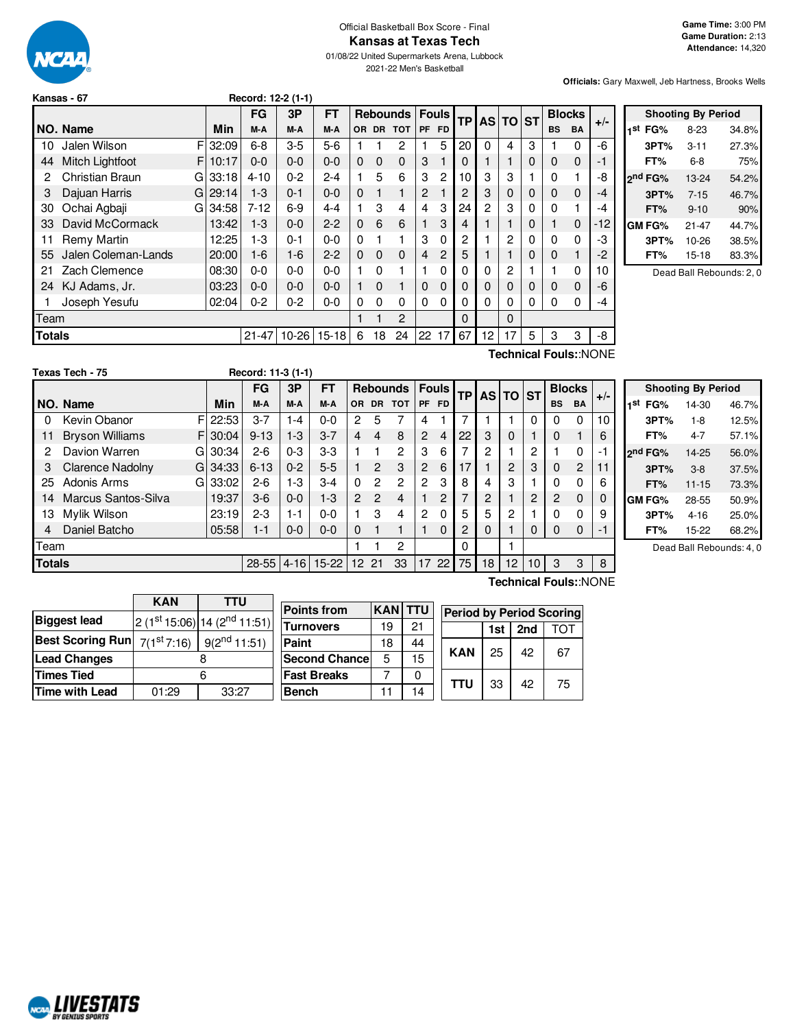Official Basketball Box Score - Final

# Kansas at Texas Tech

01/08/22 United Supermarkets Arena, Lubbock

2021-22 Men's Basketball

**Game Time:** 3:00 PM
**Game Duration:** 2:13
**Attendance:** 14,320

**Officials:** Gary Maxwell, Jeb Hartness, Brooks Wells

**Kansas - 67** Record: 12-2 (1-1)

| NO. | Name | | Min | FG M-A | 3P M-A | FT M-A | OR | DR | TOT | PF | FD | TP | AS | TO | ST | BS | BA | +/- |
|---|---|---|---|---|---|---|---|---|---|---|---|---|---|---|---|---|---|---|
| 10 | Jalen Wilson | F | 32:09 | 6-8 | 3-5 | 5-6 | 1 | 1 | 2 | 1 | 5 | 20 | 0 | 4 | 3 | 1 | 0 | -6 |
| 44 | Mitch Lightfoot | F | 10:17 | 0-0 | 0-0 | 0-0 | 0 | 0 | 0 | 3 | 1 | 0 | 1 | 1 | 0 | 0 | 0 | -1 |
| 2 | Christian Braun | G | 33:18 | 4-10 | 0-2 | 2-4 | 1 | 5 | 6 | 3 | 2 | 10 | 3 | 3 | 1 | 0 | 1 | -8 |
| 3 | Dajuan Harris | G | 29:14 | 1-3 | 0-1 | 0-0 | 0 | 1 | 1 | 2 | 1 | 2 | 3 | 0 | 0 | 0 | 0 | -4 |
| 30 | Ochai Agbaji | G | 34:58 | 7-12 | 6-9 | 4-4 | 1 | 3 | 4 | 4 | 3 | 24 | 2 | 3 | 0 | 0 | 1 | -4 |
| 33 | David McCormack | | 13:42 | 1-3 | 0-0 | 2-2 | 0 | 6 | 6 | 1 | 3 | 4 | 1 | 1 | 0 | 1 | 0 | -12 |
| 11 | Remy Martin | | 12:25 | 1-3 | 0-1 | 0-0 | 0 | 1 | 1 | 3 | 0 | 2 | 1 | 2 | 0 | 0 | 0 | -3 |
| 55 | Jalen Coleman-Lands | | 20:00 | 1-6 | 1-6 | 2-2 | 0 | 0 | 0 | 4 | 2 | 5 | 1 | 1 | 0 | 0 | 1 | -2 |
| 21 | Zach Clemence | | 08:30 | 0-0 | 0-0 | 0-0 | 1 | 0 | 1 | 1 | 0 | 0 | 0 | 2 | 1 | 1 | 0 | 10 |
| 24 | KJ Adams, Jr. | | 03:23 | 0-0 | 0-0 | 0-0 | 1 | 0 | 1 | 0 | 0 | 0 | 0 | 0 | 0 | 0 | 0 | -6 |
| 1 | Joseph Yesufu | | 02:04 | 0-2 | 0-2 | 0-0 | 0 | 0 | 0 | 0 | 0 | 0 | 0 | 0 | 0 | 0 | 0 | -4 |
| | Team | | | | | | 1 | 1 | 2 | | | 0 | | 0 | | | | |
| | **Totals** | | | 21-47 | 10-26 | 15-18 | 6 | 18 | 24 | 22 | 17 | 67 | 12 | 17 | 5 | 3 | 3 | -8 |

Technical Fouls::NONE

| Shooting By Period | | |
|---|---|---|
| 1st FG% | 8-23 | 34.8% |
| 3PT% | 3-11 | 27.3% |
| FT% | 6-8 | 75% |
| 2nd FG% | 13-24 | 54.2% |
| 3PT% | 7-15 | 46.7% |
| FT% | 9-10 | 90% |
| GM FG% | 21-47 | 44.7% |
| 3PT% | 10-26 | 38.5% |
| FT% | 15-18 | 83.3% |

Dead Ball Rebounds: 2, 0

**Texas Tech - 75** Record: 11-3 (1-1)

| NO. | Name | | Min | FG M-A | 3P M-A | FT M-A | OR | DR | TOT | PF | FD | TP | AS | TO | ST | BS | BA | +/- |
|---|---|---|---|---|---|---|---|---|---|---|---|---|---|---|---|---|---|---|
| 0 | Kevin Obanor | F | 22:53 | 3-7 | 1-4 | 0-0 | 2 | 5 | 7 | 4 | 1 | 7 | 1 | 1 | 0 | 0 | 0 | 10 |
| 11 | Bryson Williams | F | 30:04 | 9-13 | 1-3 | 3-7 | 4 | 4 | 8 | 2 | 4 | 22 | 3 | 0 | 1 | 0 | 1 | 6 |
| 2 | Davion Warren | G | 30:34 | 2-6 | 0-3 | 3-3 | 1 | 1 | 2 | 3 | 6 | 7 | 2 | 1 | 2 | 1 | 0 | -1 |
| 3 | Clarence Nadolny | G | 34:33 | 6-13 | 0-2 | 5-5 | 1 | 2 | 3 | 2 | 6 | 17 | 1 | 2 | 3 | 0 | 2 | 11 |
| 25 | Adonis Arms | G | 33:02 | 2-6 | 1-3 | 3-4 | 0 | 2 | 2 | 2 | 3 | 8 | 4 | 3 | 1 | 0 | 0 | 6 |
| 14 | Marcus Santos-Silva | | 19:37 | 3-6 | 0-0 | 1-3 | 2 | 2 | 4 | 1 | 2 | 7 | 2 | 1 | 2 | 2 | 0 | 0 |
| 13 | Mylik Wilson | | 23:19 | 2-3 | 1-1 | 0-0 | 1 | 3 | 4 | 2 | 0 | 5 | 5 | 2 | 1 | 0 | 0 | 9 |
| 4 | Daniel Batcho | | 05:58 | 1-1 | 0-0 | 0-0 | 0 | 1 | 1 | 1 | 0 | 2 | 0 | 1 | 0 | 0 | 0 | -1 |
| | Team | | | | | | 1 | 1 | 2 | | | 0 | | 1 | | | | |
| | **Totals** | | | 28-55 | 4-16 | 15-22 | 12 | 21 | 33 | 17 | 22 | 75 | 18 | 12 | 10 | 3 | 3 | 8 |

Technical Fouls::NONE

| Shooting By Period | | |
|---|---|---|
| 1st FG% | 14-30 | 46.7% |
| 3PT% | 1-8 | 12.5% |
| FT% | 4-7 | 57.1% |
| 2nd FG% | 14-25 | 56.0% |
| 3PT% | 3-8 | 37.5% |
| FT% | 11-15 | 73.3% |
| GM FG% | 28-55 | 50.9% |
| 3PT% | 4-16 | 25.0% |
| FT% | 15-22 | 68.2% |

Dead Ball Rebounds: 4, 0

| | KAN | TTU |
|---|---|---|
| **Biggest lead** | 2 (1st 15:06) | 14 (2nd 11:51) |
| **Best Scoring Run** | 7(1st 7:16) | 9(2nd 11:51) |
| **Lead Changes** | 8 | |
| **Times Tied** | 6 | |
| **Time with Lead** | 01:29 | 33:27 |

| Points from | KAN | TTU |
|---|---|---|
| Turnovers | 19 | 21 |
| Paint | 18 | 44 |
| Second Chance | 5 | 15 |
| Fast Breaks | 7 | 0 |
| Bench | 11 | 14 |

| Period by Period Scoring | 1st | 2nd | TOT |
|---|---|---|---|
| KAN | 25 | 42 | 67 |
| TTU | 33 | 42 | 75 |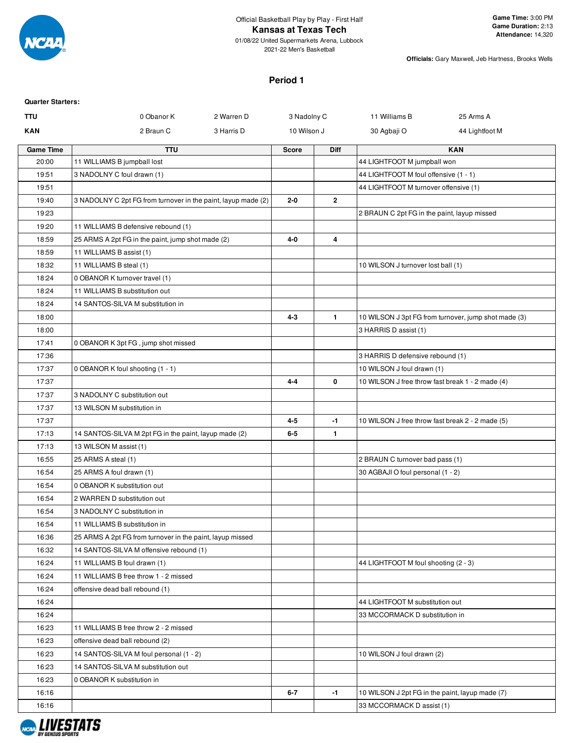Official Basketball Play by Play - First Half

**Kansas at Texas Tech**

01/08/22 United Supermarkets Arena, Lubbock

2021-22 Men's Basketball

**Game Time:** 3:00 PM
**Game Duration:** 2:13
**Attendance:** 14,320

**Officials:** Gary Maxwell, Jeb Hartness, Brooks Wells

## Period 1

**Quarter Starters:**

| | | | | | |
|---|---|---|---|---|---|
| **TTU** | 0 Obanor K | 2 Warren D | 3 Nadolny C | 11 Williams B | 25 Arms A |
| **KAN** | 2 Braun C | 3 Harris D | 10 Wilson J | 30 Agbaji O | 44 Lightfoot M |

| Game Time | TTU | Score | Diff | KAN |
|---|---|---|---|---|
| 20:00 | 11 WILLIAMS B jumpball lost | | | 44 LIGHTFOOT M jumpball won |
| 19:51 | 3 NADOLNY C foul drawn (1) | | | 44 LIGHTFOOT M foul offensive (1 - 1) |
| 19:51 | | | | 44 LIGHTFOOT M turnover offensive (1) |
| 19:40 | 3 NADOLNY C 2pt FG from turnover in the paint, layup made (2) | 2-0 | 2 | |
| 19:23 | | | | 2 BRAUN C 2pt FG in the paint, layup missed |
| 19:20 | 11 WILLIAMS B defensive rebound (1) | | | |
| 18:59 | 25 ARMS A 2pt FG in the paint, jump shot made (2) | 4-0 | 4 | |
| 18:59 | 11 WILLIAMS B assist (1) | | | |
| 18:32 | 11 WILLIAMS B steal (1) | | | 10 WILSON J turnover lost ball (1) |
| 18:24 | 0 OBANOR K turnover travel (1) | | | |
| 18:24 | 11 WILLIAMS B substitution out | | | |
| 18:24 | 14 SANTOS-SILVA M substitution in | | | |
| 18:00 | | 4-3 | 1 | 10 WILSON J 3pt FG from turnover, jump shot made (3) |
| 18:00 | | | | 3 HARRIS D assist (1) |
| 17:41 | 0 OBANOR K 3pt FG , jump shot missed | | | |
| 17:36 | | | | 3 HARRIS D defensive rebound (1) |
| 17:37 | 0 OBANOR K foul shooting (1 - 1) | | | 10 WILSON J foul drawn (1) |
| 17:37 | | 4-4 | 0 | 10 WILSON J free throw fast break 1 - 2 made (4) |
| 17:37 | 3 NADOLNY C substitution out | | | |
| 17:37 | 13 WILSON M substitution in | | | |
| 17:37 | | 4-5 | -1 | 10 WILSON J free throw fast break 2 - 2 made (5) |
| 17:13 | 14 SANTOS-SILVA M 2pt FG in the paint, layup made (2) | 6-5 | 1 | |
| 17:13 | 13 WILSON M assist (1) | | | |
| 16:55 | 25 ARMS A steal (1) | | | 2 BRAUN C turnover bad pass (1) |
| 16:54 | 25 ARMS A foul drawn (1) | | | 30 AGBAJI O foul personal (1 - 2) |
| 16:54 | 0 OBANOR K substitution out | | | |
| 16:54 | 2 WARREN D substitution out | | | |
| 16:54 | 3 NADOLNY C substitution in | | | |
| 16:54 | 11 WILLIAMS B substitution in | | | |
| 16:36 | 25 ARMS A 2pt FG from turnover in the paint, layup missed | | | |
| 16:32 | 14 SANTOS-SILVA M offensive rebound (1) | | | |
| 16:24 | 11 WILLIAMS B foul drawn (1) | | | 44 LIGHTFOOT M foul shooting (2 - 3) |
| 16:24 | 11 WILLIAMS B free throw 1 - 2 missed | | | |
| 16:24 | offensive dead ball rebound (1) | | | |
| 16:24 | | | | 44 LIGHTFOOT M substitution out |
| 16:24 | | | | 33 MCCORMACK D substitution in |
| 16:23 | 11 WILLIAMS B free throw 2 - 2 missed | | | |
| 16:23 | offensive dead ball rebound (2) | | | |
| 16:23 | 14 SANTOS-SILVA M foul personal (1 - 2) | | | 10 WILSON J foul drawn (2) |
| 16:23 | 14 SANTOS-SILVA M substitution out | | | |
| 16:23 | 0 OBANOR K substitution in | | | |
| 16:16 | | 6-7 | -1 | 10 WILSON J 2pt FG in the paint, layup made (7) |
| 16:16 | | | | 33 MCCORMACK D assist (1) |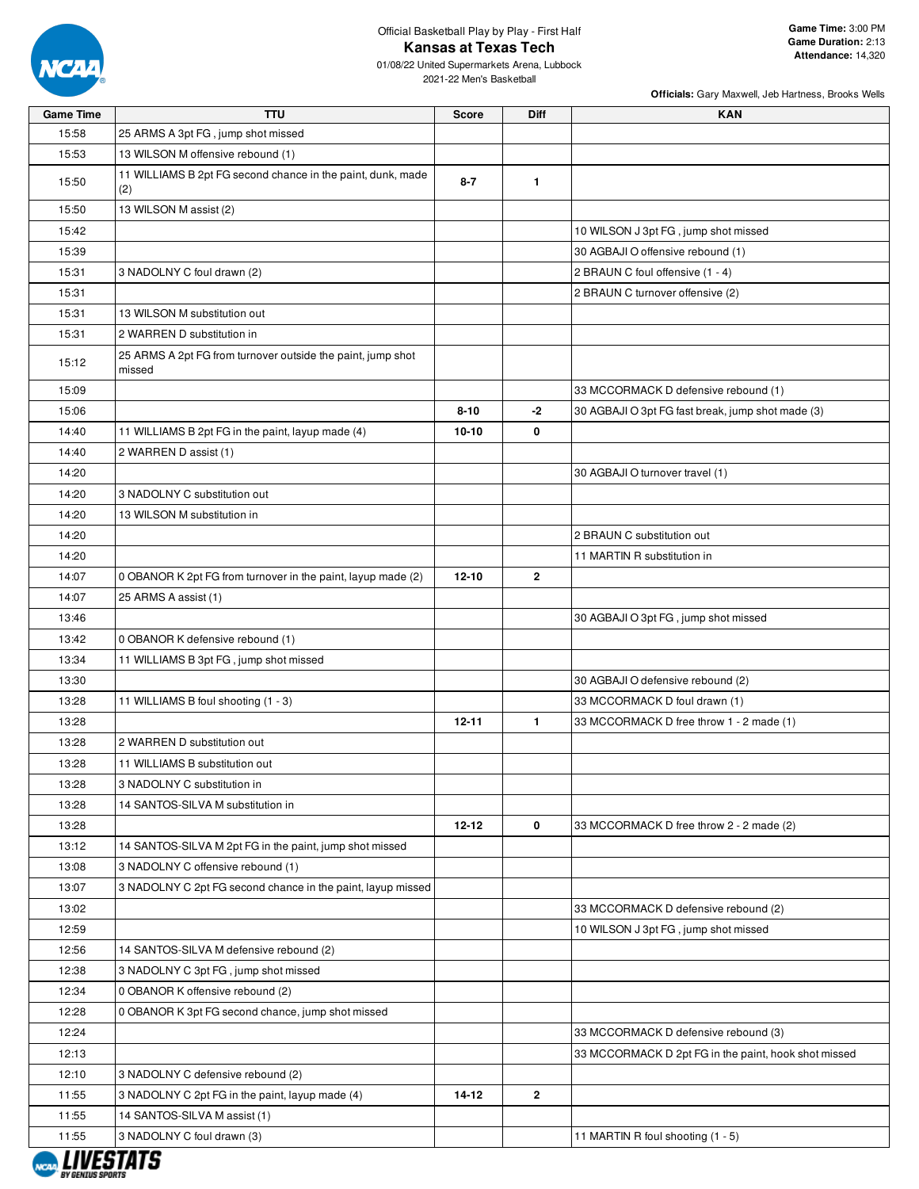Official Basketball Play by Play - First Half

# Kansas at Texas Tech

01/08/22 United Supermarkets Arena, Lubbock

2021-22 Men's Basketball

**Game Time:** 3:00 PM
**Game Duration:** 2:13
**Attendance:** 14,320

**Officials:** Gary Maxwell, Jeb Hartness, Brooks Wells

| Game Time | TTU | Score | Diff | KAN |
|---|---|---|---|---|
| 15:58 | 25 ARMS A 3pt FG , jump shot missed | | | |
| 15:53 | 13 WILSON M offensive rebound (1) | | | |
| 15:50 | 11 WILLIAMS B 2pt FG second chance in the paint, dunk, made (2) | 8-7 | 1 | |
| 15:50 | 13 WILSON M assist (2) | | | |
| 15:42 | | | | 10 WILSON J 3pt FG , jump shot missed |
| 15:39 | | | | 30 AGBAJI O offensive rebound (1) |
| 15:31 | 3 NADOLNY C foul drawn (2) | | | 2 BRAUN C foul offensive (1 - 4) |
| 15:31 | | | | 2 BRAUN C turnover offensive (2) |
| 15:31 | 13 WILSON M substitution out | | | |
| 15:31 | 2 WARREN D substitution in | | | |
| 15:12 | 25 ARMS A 2pt FG from turnover outside the paint, jump shot missed | | | |
| 15:09 | | | | 33 MCCORMACK D defensive rebound (1) |
| 15:06 | | 8-10 | -2 | 30 AGBAJI O 3pt FG fast break, jump shot made (3) |
| 14:40 | 11 WILLIAMS B 2pt FG in the paint, layup made (4) | 10-10 | 0 | |
| 14:40 | 2 WARREN D assist (1) | | | |
| 14:20 | | | | 30 AGBAJI O turnover travel (1) |
| 14:20 | 3 NADOLNY C substitution out | | | |
| 14:20 | 13 WILSON M substitution in | | | |
| 14:20 | | | | 2 BRAUN C substitution out |
| 14:20 | | | | 11 MARTIN R substitution in |
| 14:07 | 0 OBANOR K 2pt FG from turnover in the paint, layup made (2) | 12-10 | 2 | |
| 14:07 | 25 ARMS A assist (1) | | | |
| 13:46 | | | | 30 AGBAJI O 3pt FG , jump shot missed |
| 13:42 | 0 OBANOR K defensive rebound (1) | | | |
| 13:34 | 11 WILLIAMS B 3pt FG , jump shot missed | | | |
| 13:30 | | | | 30 AGBAJI O defensive rebound (2) |
| 13:28 | 11 WILLIAMS B foul shooting (1 - 3) | | | 33 MCCORMACK D foul drawn (1) |
| 13:28 | | 12-11 | 1 | 33 MCCORMACK D free throw 1 - 2 made (1) |
| 13:28 | 2 WARREN D substitution out | | | |
| 13:28 | 11 WILLIAMS B substitution out | | | |
| 13:28 | 3 NADOLNY C substitution in | | | |
| 13:28 | 14 SANTOS-SILVA M substitution in | | | |
| 13:28 | | 12-12 | 0 | 33 MCCORMACK D free throw 2 - 2 made (2) |
| 13:12 | 14 SANTOS-SILVA M 2pt FG in the paint, jump shot missed | | | |
| 13:08 | 3 NADOLNY C offensive rebound (1) | | | |
| 13:07 | 3 NADOLNY C 2pt FG second chance in the paint, layup missed | | | |
| 13:02 | | | | 33 MCCORMACK D defensive rebound (2) |
| 12:59 | | | | 10 WILSON J 3pt FG , jump shot missed |
| 12:56 | 14 SANTOS-SILVA M defensive rebound (2) | | | |
| 12:38 | 3 NADOLNY C 3pt FG , jump shot missed | | | |
| 12:34 | 0 OBANOR K offensive rebound (2) | | | |
| 12:28 | 0 OBANOR K 3pt FG second chance, jump shot missed | | | |
| 12:24 | | | | 33 MCCORMACK D defensive rebound (3) |
| 12:13 | | | | 33 MCCORMACK D 2pt FG in the paint, hook shot missed |
| 12:10 | 3 NADOLNY C defensive rebound (2) | | | |
| 11:55 | 3 NADOLNY C 2pt FG in the paint, layup made (4) | 14-12 | 2 | |
| 11:55 | 14 SANTOS-SILVA M assist (1) | | | |
| 11:55 | 3 NADOLNY C foul drawn (3) | | | 11 MARTIN R foul shooting (1 - 5) |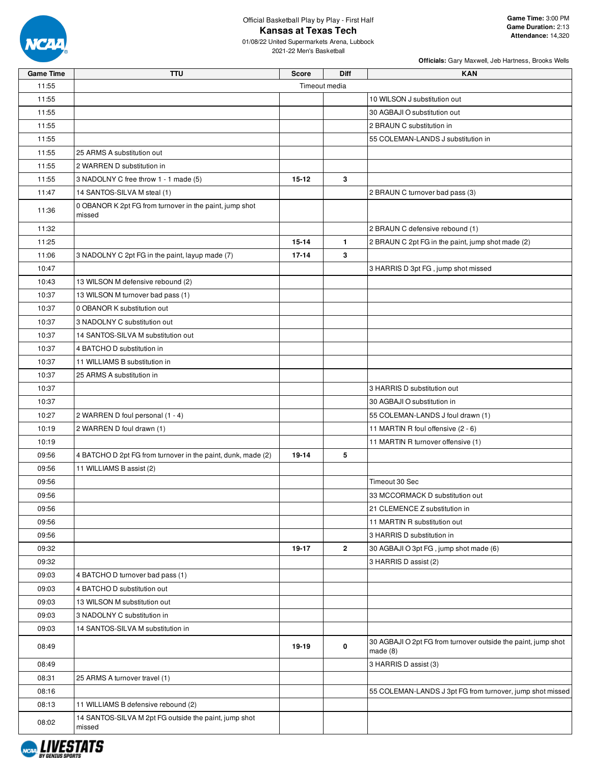Official Basketball Play by Play - First Half

# Kansas at Texas Tech

01/08/22 United Supermarkets Arena, Lubbock
2021-22 Men's Basketball

**Game Time:** 3:00 PM
**Game Duration:** 2:13
**Attendance:** 14,320

**Officials:** Gary Maxwell, Jeb Hartness, Brooks Wells

| Game Time | TTU | Score | Diff | KAN |
|---|---|---|---|---|
| 11:55 | | Timeout media | | |
| 11:55 | | | | 10 WILSON J substitution out |
| 11:55 | | | | 30 AGBAJI O substitution out |
| 11:55 | | | | 2 BRAUN C substitution in |
| 11:55 | | | | 55 COLEMAN-LANDS J substitution in |
| 11:55 | 25 ARMS A substitution out | | | |
| 11:55 | 2 WARREN D substitution in | | | |
| 11:55 | 3 NADOLNY C free throw 1 - 1 made (5) | 15-12 | 3 | |
| 11:47 | 14 SANTOS-SILVA M steal (1) | | | 2 BRAUN C turnover bad pass (3) |
| 11:36 | 0 OBANOR K 2pt FG from turnover in the paint, jump shot missed | | | |
| 11:32 | | | | 2 BRAUN C defensive rebound (1) |
| 11:25 | | 15-14 | 1 | 2 BRAUN C 2pt FG in the paint, jump shot made (2) |
| 11:06 | 3 NADOLNY C 2pt FG in the paint, layup made (7) | 17-14 | 3 | |
| 10:47 | | | | 3 HARRIS D 3pt FG , jump shot missed |
| 10:43 | 13 WILSON M defensive rebound (2) | | | |
| 10:37 | 13 WILSON M turnover bad pass (1) | | | |
| 10:37 | 0 OBANOR K substitution out | | | |
| 10:37 | 3 NADOLNY C substitution out | | | |
| 10:37 | 14 SANTOS-SILVA M substitution out | | | |
| 10:37 | 4 BATCHO D substitution in | | | |
| 10:37 | 11 WILLIAMS B substitution in | | | |
| 10:37 | 25 ARMS A substitution in | | | |
| 10:37 | | | | 3 HARRIS D substitution out |
| 10:37 | | | | 30 AGBAJI O substitution in |
| 10:27 | 2 WARREN D foul personal (1 - 4) | | | 55 COLEMAN-LANDS J foul drawn (1) |
| 10:19 | 2 WARREN D foul drawn (1) | | | 11 MARTIN R foul offensive (2 - 6) |
| 10:19 | | | | 11 MARTIN R turnover offensive (1) |
| 09:56 | 4 BATCHO D 2pt FG from turnover in the paint, dunk, made (2) | 19-14 | 5 | |
| 09:56 | 11 WILLIAMS B assist (2) | | | |
| 09:56 | | | | Timeout 30 Sec |
| 09:56 | | | | 33 MCCORMACK D substitution out |
| 09:56 | | | | 21 CLEMENCE Z substitution in |
| 09:56 | | | | 11 MARTIN R substitution out |
| 09:56 | | | | 3 HARRIS D substitution in |
| 09:32 | | 19-17 | 2 | 30 AGBAJI O 3pt FG , jump shot made (6) |
| 09:32 | | | | 3 HARRIS D assist (2) |
| 09:03 | 4 BATCHO D turnover bad pass (1) | | | |
| 09:03 | 4 BATCHO D substitution out | | | |
| 09:03 | 13 WILSON M substitution out | | | |
| 09:03 | 3 NADOLNY C substitution in | | | |
| 09:03 | 14 SANTOS-SILVA M substitution in | | | |
| 08:49 | | 19-19 | 0 | 30 AGBAJI O 2pt FG from turnover outside the paint, jump shot made (8) |
| 08:49 | | | | 3 HARRIS D assist (3) |
| 08:31 | 25 ARMS A turnover travel (1) | | | |
| 08:16 | | | | 55 COLEMAN-LANDS J 3pt FG from turnover, jump shot missed |
| 08:13 | 11 WILLIAMS B defensive rebound (2) | | | |
| 08:02 | 14 SANTOS-SILVA M 2pt FG outside the paint, jump shot missed | | | |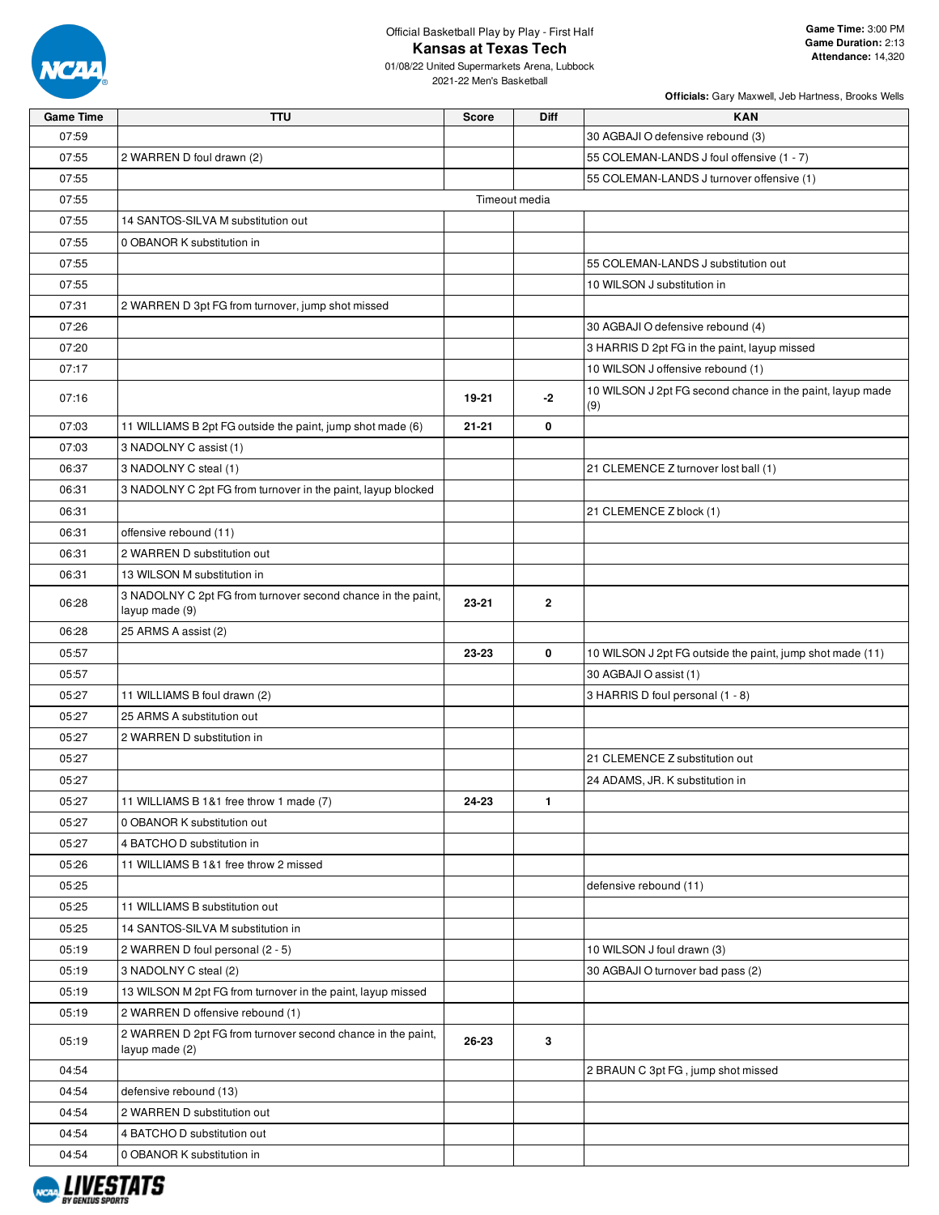Official Basketball Play by Play - First Half

## Kansas at Texas Tech

01/08/22 United Supermarkets Arena, Lubbock
2021-22 Men's Basketball

**Game Time:** 3:00 PM
**Game Duration:** 2:13
**Attendance:** 14,320

**Officials:** Gary Maxwell, Jeb Hartness, Brooks Wells

| Game Time | TTU | Score | Diff | KAN |
|---|---|---|---|---|
| 07:59 | | | | 30 AGBAJI O defensive rebound (3) |
| 07:55 | 2 WARREN D foul drawn (2) | | | 55 COLEMAN-LANDS J foul offensive (1 - 7) |
| 07:55 | | | | 55 COLEMAN-LANDS J turnover offensive (1) |
| 07:55 | | Timeout media | | |
| 07:55 | 14 SANTOS-SILVA M substitution out | | | |
| 07:55 | 0 OBANOR K substitution in | | | |
| 07:55 | | | | 55 COLEMAN-LANDS J substitution out |
| 07:55 | | | | 10 WILSON J substitution in |
| 07:31 | 2 WARREN D 3pt FG from turnover, jump shot missed | | | |
| 07:26 | | | | 30 AGBAJI O defensive rebound (4) |
| 07:20 | | | | 3 HARRIS D 2pt FG in the paint, layup missed |
| 07:17 | | | | 10 WILSON J offensive rebound (1) |
| 07:16 | | 19-21 | -2 | 10 WILSON J 2pt FG second chance in the paint, layup made (9) |
| 07:03 | 11 WILLIAMS B 2pt FG outside the paint, jump shot made (6) | 21-21 | 0 | |
| 07:03 | 3 NADOLNY C assist (1) | | | |
| 06:37 | 3 NADOLNY C steal (1) | | | 21 CLEMENCE Z turnover lost ball (1) |
| 06:31 | 3 NADOLNY C 2pt FG from turnover in the paint, layup blocked | | | |
| 06:31 | | | | 21 CLEMENCE Z block (1) |
| 06:31 | offensive rebound (11) | | | |
| 06:31 | 2 WARREN D substitution out | | | |
| 06:31 | 13 WILSON M substitution in | | | |
| 06:28 | 3 NADOLNY C 2pt FG from turnover second chance in the paint, layup made (9) | 23-21 | 2 | |
| 06:28 | 25 ARMS A assist (2) | | | |
| 05:57 | | 23-23 | 0 | 10 WILSON J 2pt FG outside the paint, jump shot made (11) |
| 05:57 | | | | 30 AGBAJI O assist (1) |
| 05:27 | 11 WILLIAMS B foul drawn (2) | | | 3 HARRIS D foul personal (1 - 8) |
| 05:27 | 25 ARMS A substitution out | | | |
| 05:27 | 2 WARREN D substitution in | | | |
| 05:27 | | | | 21 CLEMENCE Z substitution out |
| 05:27 | | | | 24 ADAMS, JR. K substitution in |
| 05:27 | 11 WILLIAMS B 1&1 free throw 1 made (7) | 24-23 | 1 | |
| 05:27 | 0 OBANOR K substitution out | | | |
| 05:27 | 4 BATCHO D substitution in | | | |
| 05:26 | 11 WILLIAMS B 1&1 free throw 2 missed | | | |
| 05:25 | | | | defensive rebound (11) |
| 05:25 | 11 WILLIAMS B substitution out | | | |
| 05:25 | 14 SANTOS-SILVA M substitution in | | | |
| 05:19 | 2 WARREN D foul personal (2 - 5) | | | 10 WILSON J foul drawn (3) |
| 05:19 | 3 NADOLNY C steal (2) | | | 30 AGBAJI O turnover bad pass (2) |
| 05:19 | 13 WILSON M 2pt FG from turnover in the paint, layup missed | | | |
| 05:19 | 2 WARREN D offensive rebound (1) | | | |
| 05:19 | 2 WARREN D 2pt FG from turnover second chance in the paint, layup made (2) | 26-23 | 3 | |
| 04:54 | | | | 2 BRAUN C 3pt FG , jump shot missed |
| 04:54 | defensive rebound (13) | | | |
| 04:54 | 2 WARREN D substitution out | | | |
| 04:54 | 4 BATCHO D substitution out | | | |
| 04:54 | 0 OBANOR K substitution in | | | |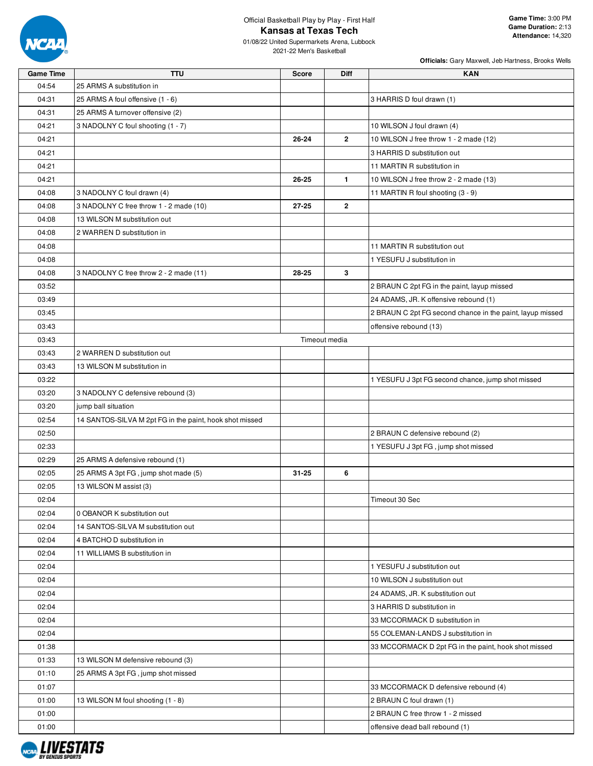Official Basketball Play by Play - First Half

# Kansas at Texas Tech

01/08/22 United Supermarkets Arena, Lubbock
2021-22 Men's Basketball

**Game Time:** 3:00 PM
**Game Duration:** 2:13
**Attendance:** 14,320

**Officials:** Gary Maxwell, Jeb Hartness, Brooks Wells

| Game Time | TTU | Score | Diff | KAN |
|---|---|---|---|---|
| 04:54 | 25 ARMS A substitution in | | | |
| 04:31 | 25 ARMS A foul offensive (1 - 6) | | | 3 HARRIS D foul drawn (1) |
| 04:31 | 25 ARMS A turnover offensive (2) | | | |
| 04:21 | 3 NADOLNY C foul shooting (1 - 7) | | | 10 WILSON J foul drawn (4) |
| 04:21 | | 26-24 | 2 | 10 WILSON J free throw 1 - 2 made (12) |
| 04:21 | | | | 3 HARRIS D substitution out |
| 04:21 | | | | 11 MARTIN R substitution in |
| 04:21 | | 26-25 | 1 | 10 WILSON J free throw 2 - 2 made (13) |
| 04:08 | 3 NADOLNY C foul drawn (4) | | | 11 MARTIN R foul shooting (3 - 9) |
| 04:08 | 3 NADOLNY C free throw 1 - 2 made (10) | 27-25 | 2 | |
| 04:08 | 13 WILSON M substitution out | | | |
| 04:08 | 2 WARREN D substitution in | | | |
| 04:08 | | | | 11 MARTIN R substitution out |
| 04:08 | | | | 1 YESUFU J substitution in |
| 04:08 | 3 NADOLNY C free throw 2 - 2 made (11) | 28-25 | 3 | |
| 03:52 | | | | 2 BRAUN C 2pt FG in the paint, layup missed |
| 03:49 | | | | 24 ADAMS, JR. K offensive rebound (1) |
| 03:45 | | | | 2 BRAUN C 2pt FG second chance in the paint, layup missed |
| 03:43 | | | | offensive rebound (13) |
| 03:43 | Timeout media | | | |
| 03:43 | 2 WARREN D substitution out | | | |
| 03:43 | 13 WILSON M substitution in | | | |
| 03:22 | | | | 1 YESUFU J 3pt FG second chance, jump shot missed |
| 03:20 | 3 NADOLNY C defensive rebound (3) | | | |
| 03:20 | jump ball situation | | | |
| 02:54 | 14 SANTOS-SILVA M 2pt FG in the paint, hook shot missed | | | |
| 02:50 | | | | 2 BRAUN C defensive rebound (2) |
| 02:33 | | | | 1 YESUFU J 3pt FG , jump shot missed |
| 02:29 | 25 ARMS A defensive rebound (1) | | | |
| 02:05 | 25 ARMS A 3pt FG , jump shot made (5) | 31-25 | 6 | |
| 02:05 | 13 WILSON M assist (3) | | | |
| 02:04 | | | | Timeout 30 Sec |
| 02:04 | 0 OBANOR K substitution out | | | |
| 02:04 | 14 SANTOS-SILVA M substitution out | | | |
| 02:04 | 4 BATCHO D substitution in | | | |
| 02:04 | 11 WILLIAMS B substitution in | | | |
| 02:04 | | | | 1 YESUFU J substitution out |
| 02:04 | | | | 10 WILSON J substitution out |
| 02:04 | | | | 24 ADAMS, JR. K substitution out |
| 02:04 | | | | 3 HARRIS D substitution in |
| 02:04 | | | | 33 MCCORMACK D substitution in |
| 02:04 | | | | 55 COLEMAN-LANDS J substitution in |
| 01:38 | | | | 33 MCCORMACK D 2pt FG in the paint, hook shot missed |
| 01:33 | 13 WILSON M defensive rebound (3) | | | |
| 01:10 | 25 ARMS A 3pt FG , jump shot missed | | | |
| 01:07 | | | | 33 MCCORMACK D defensive rebound (4) |
| 01:00 | 13 WILSON M foul shooting (1 - 8) | | | 2 BRAUN C foul drawn (1) |
| 01:00 | | | | 2 BRAUN C free throw 1 - 2 missed |
| 01:00 | | | | offensive dead ball rebound (1) |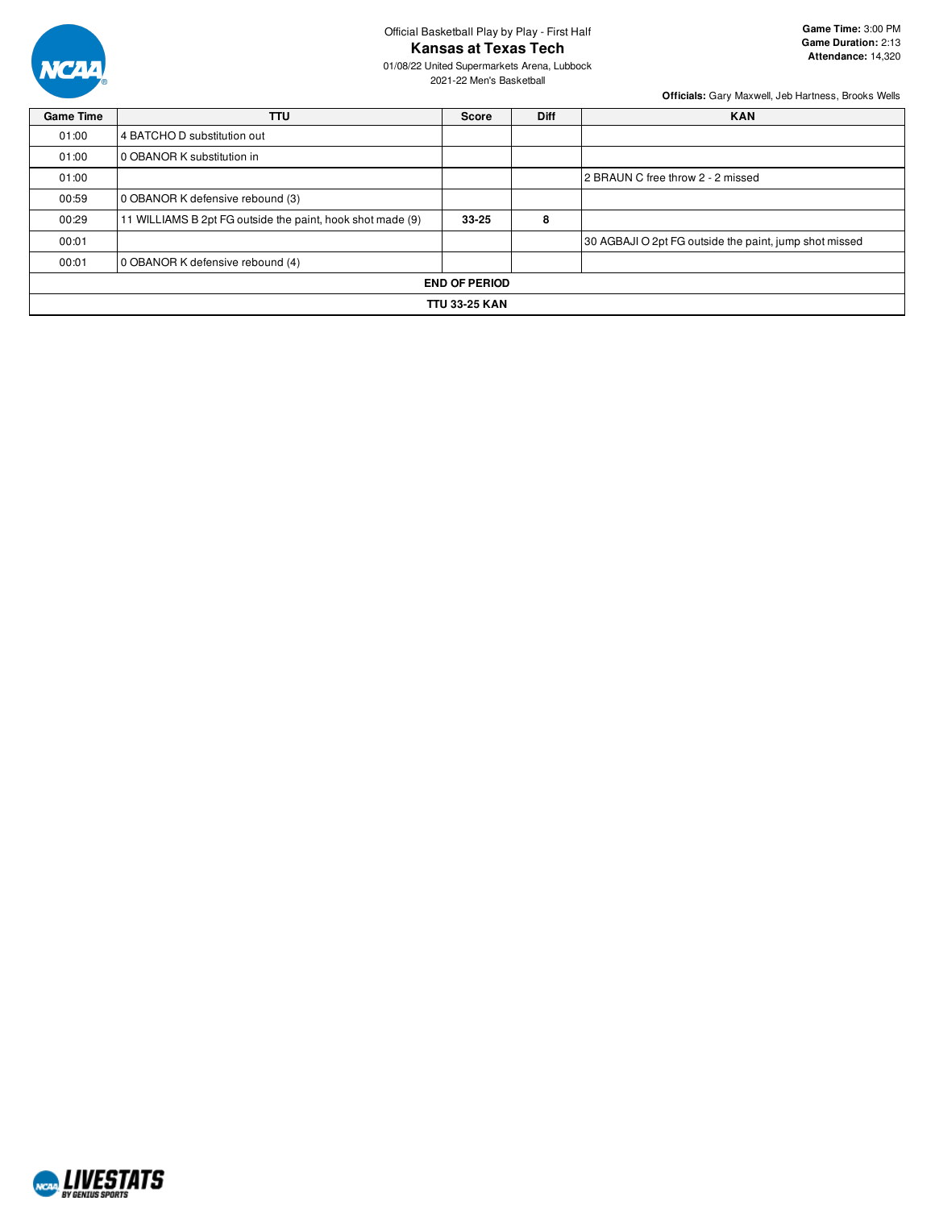Official Basketball Play by Play - First Half

# Kansas at Texas Tech

01/08/22 United Supermarkets Arena, Lubbock
2021-22 Men's Basketball

**Game Time:** 3:00 PM
**Game Duration:** 2:13
**Attendance:** 14,320

**Officials:** Gary Maxwell, Jeb Hartness, Brooks Wells

| Game Time | TTU | Score | Diff | KAN |
|---|---|---|---|---|
| 01:00 | 4 BATCHO D substitution out | | | |
| 01:00 | 0 OBANOR K substitution in | | | |
| 01:00 | | | | 2 BRAUN C free throw 2 - 2 missed |
| 00:59 | 0 OBANOR K defensive rebound (3) | | | |
| 00:29 | 11 WILLIAMS B 2pt FG outside the paint, hook shot made (9) | **33-25** | **8** | |
| 00:01 | | | | 30 AGBAJI O 2pt FG outside the paint, jump shot missed |
| 00:01 | 0 OBANOR K defensive rebound (4) | | | |
| **END OF PERIOD** | | | | |
| **TTU 33-25 KAN** | | | | |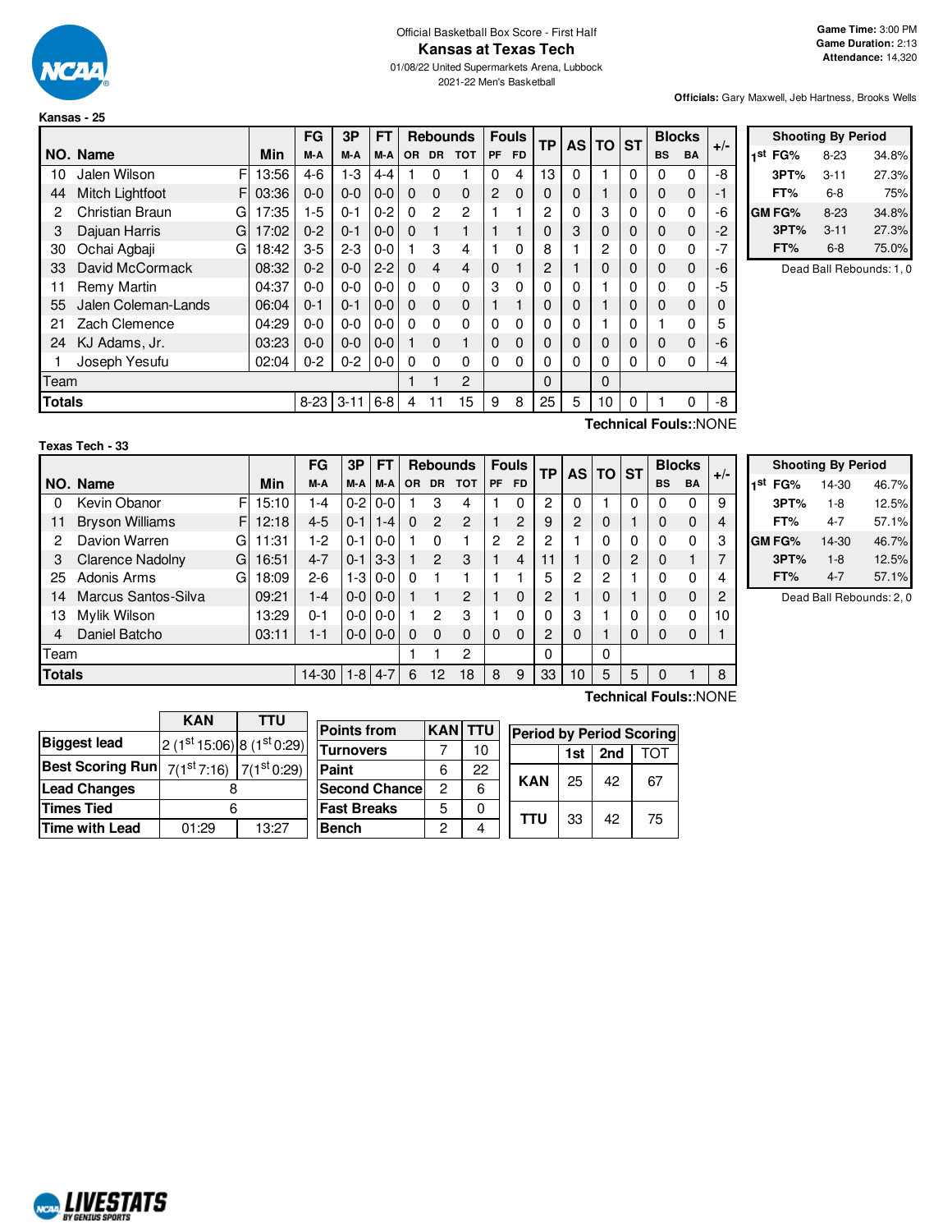Official Basketball Box Score - First Half

# Kansas at Texas Tech

01/08/22 United Supermarkets Arena, Lubbock

2021-22 Men's Basketball

**Game Time:** 3:00 PM
**Game Duration:** 2:13
**Attendance:** 14,320

**Officials:** Gary Maxwell, Jeb Hartness, Brooks Wells

## Kansas - 25

| NO. | Name | | Min | FG M-A | 3P M-A | FT M-A | OR | DR | TOT | PF | FD | TP | AS | TO | ST | BS | BA | +/- |
|---|---|---|---|---|---|---|---|---|---|---|---|---|---|---|---|---|---|---|
| 10 | Jalen Wilson | F | 13:56 | 4-6 | 1-3 | 4-4 | 1 | 0 | 1 | 0 | 4 | 13 | 0 | 1 | 0 | 0 | 0 | -8 |
| 44 | Mitch Lightfoot | F | 03:36 | 0-0 | 0-0 | 0-0 | 0 | 0 | 0 | 2 | 0 | 0 | 0 | 1 | 0 | 0 | 0 | -1 |
| 2 | Christian Braun | G | 17:35 | 1-5 | 0-1 | 0-2 | 0 | 2 | 2 | 1 | 1 | 2 | 0 | 3 | 0 | 0 | 0 | -6 |
| 3 | Dajuan Harris | G | 17:02 | 0-2 | 0-1 | 0-0 | 0 | 1 | 1 | 1 | 1 | 0 | 3 | 0 | 0 | 0 | 0 | -2 |
| 30 | Ochai Agbaji | G | 18:42 | 3-5 | 2-3 | 0-0 | 1 | 3 | 4 | 1 | 0 | 8 | 1 | 2 | 0 | 0 | 0 | -7 |
| 33 | David McCormack | | 08:32 | 0-2 | 0-0 | 2-2 | 0 | 4 | 4 | 0 | 1 | 2 | 1 | 0 | 0 | 0 | 0 | -6 |
| 11 | Remy Martin | | 04:37 | 0-0 | 0-0 | 0-0 | 0 | 0 | 0 | 3 | 0 | 0 | 0 | 1 | 0 | 0 | 0 | -5 |
| 55 | Jalen Coleman-Lands | | 06:04 | 0-1 | 0-1 | 0-0 | 0 | 0 | 0 | 1 | 1 | 0 | 0 | 1 | 0 | 0 | 0 | 0 |
| 21 | Zach Clemence | | 04:29 | 0-0 | 0-0 | 0-0 | 0 | 0 | 0 | 0 | 0 | 0 | 0 | 1 | 0 | 1 | 0 | 5 |
| 24 | KJ Adams, Jr. | | 03:23 | 0-0 | 0-0 | 0-0 | 1 | 0 | 1 | 0 | 0 | 0 | 0 | 0 | 0 | 0 | 0 | -6 |
| 1 | Joseph Yesufu | | 02:04 | 0-2 | 0-2 | 0-0 | 0 | 0 | 0 | 0 | 0 | 0 | 0 | 0 | 0 | 0 | 0 | -4 |
| | Team | | | | | | 1 | 1 | 2 | | | 0 | | 0 | | | | |
| | **Totals** | | | 8-23 | 3-11 | 6-8 | 4 | 11 | 15 | 9 | 8 | 25 | 5 | 10 | 0 | 1 | 0 | -8 |

**Technical Fouls:**:NONE

| Shooting By Period | | |
|---|---|---|
| 1st FG% | 8-23 | 34.8% |
| 3PT% | 3-11 | 27.3% |
| FT% | 6-8 | 75% |
| GM FG% | 8-23 | 34.8% |
| 3PT% | 3-11 | 27.3% |
| FT% | 6-8 | 75.0% |

Dead Ball Rebounds: 1, 0

## Texas Tech - 33

| NO. | Name | | Min | FG M-A | 3P M-A | FT M-A | OR | DR | TOT | PF | FD | TP | AS | TO | ST | BS | BA | +/- |
|---|---|---|---|---|---|---|---|---|---|---|---|---|---|---|---|---|---|---|
| 0 | Kevin Obanor | F | 15:10 | 1-4 | 0-2 | 0-0 | 1 | 3 | 4 | 1 | 0 | 2 | 0 | 1 | 0 | 0 | 0 | 9 |
| 11 | Bryson Williams | F | 12:18 | 4-5 | 0-1 | 1-4 | 0 | 2 | 2 | 1 | 2 | 9 | 2 | 0 | 1 | 0 | 0 | 4 |
| 2 | Davion Warren | G | 11:31 | 1-2 | 0-1 | 0-0 | 1 | 0 | 1 | 2 | 2 | 2 | 1 | 0 | 0 | 0 | 0 | 3 |
| 3 | Clarence Nadolny | G | 16:51 | 4-7 | 0-1 | 3-3 | 1 | 2 | 3 | 1 | 4 | 11 | 1 | 0 | 2 | 0 | 1 | 7 |
| 25 | Adonis Arms | G | 18:09 | 2-6 | 1-3 | 0-0 | 0 | 1 | 1 | 1 | 1 | 5 | 2 | 2 | 1 | 0 | 0 | 4 |
| 14 | Marcus Santos-Silva | | 09:21 | 1-4 | 0-0 | 0-0 | 1 | 1 | 2 | 1 | 0 | 2 | 1 | 0 | 1 | 0 | 0 | 2 |
| 13 | Mylik Wilson | | 13:29 | 0-1 | 0-0 | 0-0 | 1 | 2 | 3 | 1 | 0 | 0 | 3 | 1 | 0 | 0 | 0 | 10 |
| 4 | Daniel Batcho | | 03:11 | 1-1 | 0-0 | 0-0 | 0 | 0 | 0 | 0 | 0 | 2 | 0 | 1 | 0 | 0 | 0 | 1 |
| | Team | | | | | | 1 | 1 | 2 | | | 0 | | 0 | | | | |
| | **Totals** | | | 14-30 | 1-8 | 4-7 | 6 | 12 | 18 | 8 | 9 | 33 | 10 | 5 | 5 | 0 | 1 | 8 |

**Technical Fouls:**:NONE

| Shooting By Period | | |
|---|---|---|
| 1st FG% | 14-30 | 46.7% |
| 3PT% | 1-8 | 12.5% |
| FT% | 4-7 | 57.1% |
| GM FG% | 14-30 | 46.7% |
| 3PT% | 1-8 | 12.5% |
| FT% | 4-7 | 57.1% |

Dead Ball Rebounds: 2, 0

| | KAN | TTU |
|---|---|---|
| **Biggest lead** | 2 (1st 15:06) | 8 (1st 0:29) |
| **Best Scoring Run** | 7(1st 7:16) | 7(1st 0:29) |
| **Lead Changes** | 8 | |
| **Times Tied** | 6 | |
| **Time with Lead** | 01:29 | 13:27 |

| Points from | KAN | TTU |
|---|---|---|
| Turnovers | 7 | 10 |
| Paint | 6 | 22 |
| Second Chance | 2 | 6 |
| Fast Breaks | 5 | 0 |
| Bench | 2 | 4 |

| Period by Period Scoring | 1st | 2nd | TOT |
|---|---|---|---|
| KAN | 25 | 42 | 67 |
| TTU | 33 | 42 | 75 |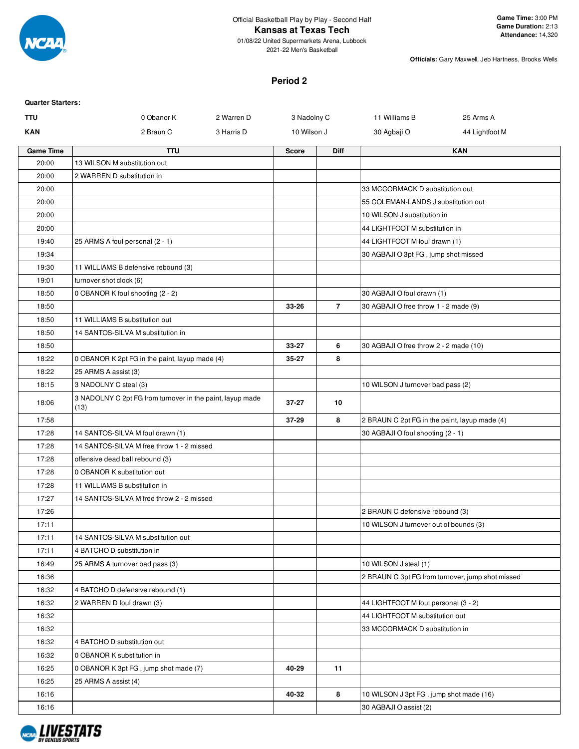Official Basketball Play by Play - Second Half

# Kansas at Texas Tech

01/08/22 United Supermarkets Arena, Lubbock
2021-22 Men's Basketball

**Game Time:** 3:00 PM
**Game Duration:** 2:13
**Attendance:** 14,320

**Officials:** Gary Maxwell, Jeb Hartness, Brooks Wells

## Period 2

**Quarter Starters:**

| | | | | | |
|---|---|---|---|---|---|
| **TTU** | 0 Obanor K | 2 Warren D | 3 Nadolny C | 11 Williams B | 25 Arms A |
| **KAN** | 2 Braun C | 3 Harris D | 10 Wilson J | 30 Agbaji O | 44 Lightfoot M |

| Game Time | TTU | Score | Diff | KAN |
|---|---|---|---|---|
| 20:00 | 13 WILSON M substitution out | | | |
| 20:00 | 2 WARREN D substitution in | | | |
| 20:00 | | | | 33 MCCORMACK D substitution out |
| 20:00 | | | | 55 COLEMAN-LANDS J substitution out |
| 20:00 | | | | 10 WILSON J substitution in |
| 20:00 | | | | 44 LIGHTFOOT M substitution in |
| 19:40 | 25 ARMS A foul personal (2 - 1) | | | 44 LIGHTFOOT M foul drawn (1) |
| 19:34 | | | | 30 AGBAJI O 3pt FG , jump shot missed |
| 19:30 | 11 WILLIAMS B defensive rebound (3) | | | |
| 19:01 | turnover shot clock (6) | | | |
| 18:50 | 0 OBANOR K foul shooting (2 - 2) | | | 30 AGBAJI O foul drawn (1) |
| 18:50 | | 33-26 | 7 | 30 AGBAJI O free throw 1 - 2 made (9) |
| 18:50 | 11 WILLIAMS B substitution out | | | |
| 18:50 | 14 SANTOS-SILVA M substitution in | | | |
| 18:50 | | 33-27 | 6 | 30 AGBAJI O free throw 2 - 2 made (10) |
| 18:22 | 0 OBANOR K 2pt FG in the paint, layup made (4) | 35-27 | 8 | |
| 18:22 | 25 ARMS A assist (3) | | | |
| 18:15 | 3 NADOLNY C steal (3) | | | 10 WILSON J turnover bad pass (2) |
| 18:06 | 3 NADOLNY C 2pt FG from turnover in the paint, layup made (13) | 37-27 | 10 | |
| 17:58 | | 37-29 | 8 | 2 BRAUN C 2pt FG in the paint, layup made (4) |
| 17:28 | 14 SANTOS-SILVA M foul drawn (1) | | | 30 AGBAJI O foul shooting (2 - 1) |
| 17:28 | 14 SANTOS-SILVA M free throw 1 - 2 missed | | | |
| 17:28 | offensive dead ball rebound (3) | | | |
| 17:28 | 0 OBANOR K substitution out | | | |
| 17:28 | 11 WILLIAMS B substitution in | | | |
| 17:27 | 14 SANTOS-SILVA M free throw 2 - 2 missed | | | |
| 17:26 | | | | 2 BRAUN C defensive rebound (3) |
| 17:11 | | | | 10 WILSON J turnover out of bounds (3) |
| 17:11 | 14 SANTOS-SILVA M substitution out | | | |
| 17:11 | 4 BATCHO D substitution in | | | |
| 16:49 | 25 ARMS A turnover bad pass (3) | | | 10 WILSON J steal (1) |
| 16:36 | | | | 2 BRAUN C 3pt FG from turnover, jump shot missed |
| 16:32 | 4 BATCHO D defensive rebound (1) | | | |
| 16:32 | 2 WARREN D foul drawn (3) | | | 44 LIGHTFOOT M foul personal (3 - 2) |
| 16:32 | | | | 44 LIGHTFOOT M substitution out |
| 16:32 | | | | 33 MCCORMACK D substitution in |
| 16:32 | 4 BATCHO D substitution out | | | |
| 16:32 | 0 OBANOR K substitution in | | | |
| 16:25 | 0 OBANOR K 3pt FG , jump shot made (7) | 40-29 | 11 | |
| 16:25 | 25 ARMS A assist (4) | | | |
| 16:16 | | 40-32 | 8 | 10 WILSON J 3pt FG , jump shot made (16) |
| 16:16 | | | | 30 AGBAJI O assist (2) |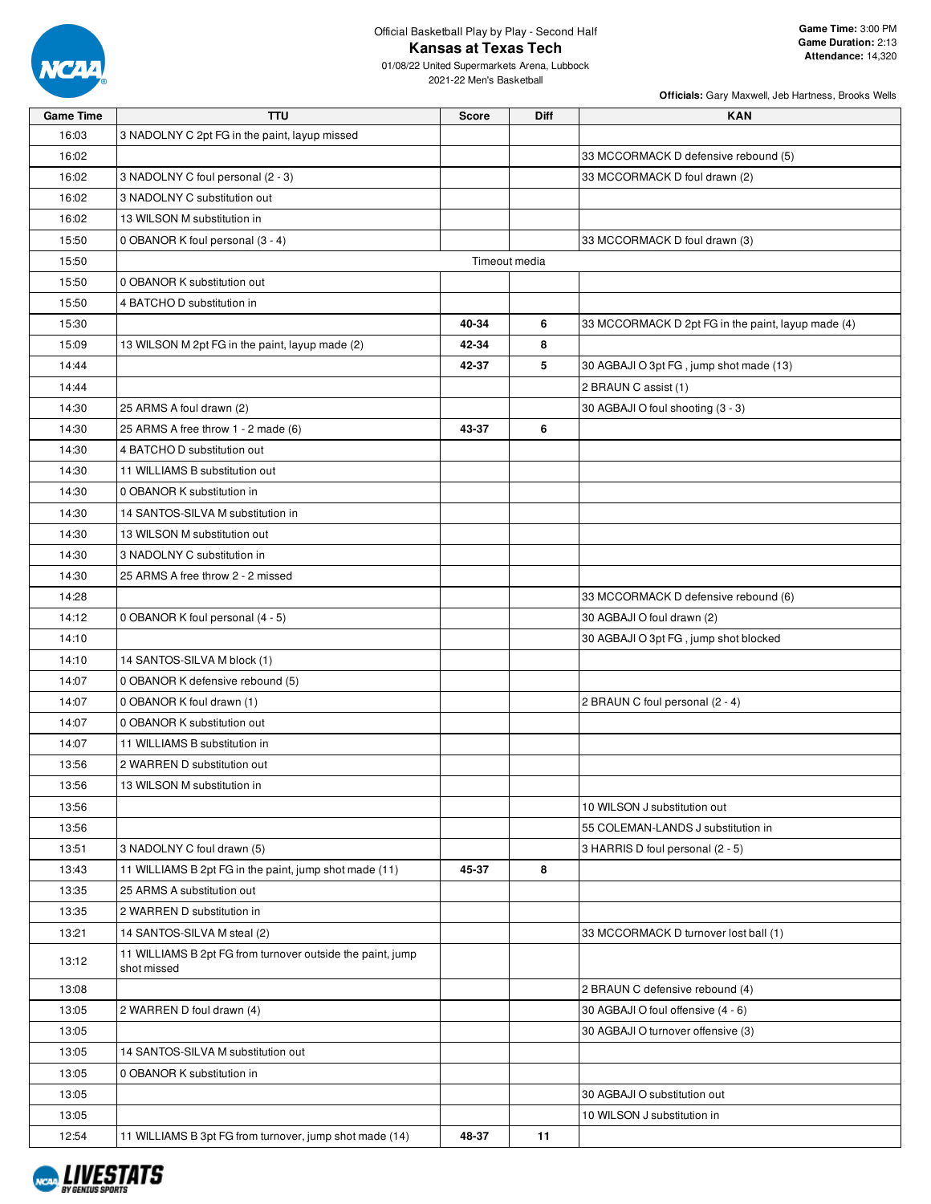Official Basketball Play by Play - Second Half

# Kansas at Texas Tech

01/08/22 United Supermarkets Arena, Lubbock
2021-22 Men's Basketball

**Game Time:** 3:00 PM
**Game Duration:** 2:13
**Attendance:** 14,320

**Officials:** Gary Maxwell, Jeb Hartness, Brooks Wells

| Game Time | TTU | Score | Diff | KAN |
|---|---|---|---|---|
| 16:03 | 3 NADOLNY C 2pt FG in the paint, layup missed | | | |
| 16:02 | | | | 33 MCCORMACK D defensive rebound (5) |
| 16:02 | 3 NADOLNY C foul personal (2 - 3) | | | 33 MCCORMACK D foul drawn (2) |
| 16:02 | 3 NADOLNY C substitution out | | | |
| 16:02 | 13 WILSON M substitution in | | | |
| 15:50 | 0 OBANOR K foul personal (3 - 4) | | | 33 MCCORMACK D foul drawn (3) |
| 15:50 | Timeout media | | | |
| 15:50 | 0 OBANOR K substitution out | | | |
| 15:50 | 4 BATCHO D substitution in | | | |
| 15:30 | | 40-34 | 6 | 33 MCCORMACK D 2pt FG in the paint, layup made (4) |
| 15:09 | 13 WILSON M 2pt FG in the paint, layup made (2) | 42-34 | 8 | |
| 14:44 | | 42-37 | 5 | 30 AGBAJI O 3pt FG , jump shot made (13) |
| 14:44 | | | | 2 BRAUN C assist (1) |
| 14:30 | 25 ARMS A foul drawn (2) | | | 30 AGBAJI O foul shooting (3 - 3) |
| 14:30 | 25 ARMS A free throw 1 - 2 made (6) | 43-37 | 6 | |
| 14:30 | 4 BATCHO D substitution out | | | |
| 14:30 | 11 WILLIAMS B substitution out | | | |
| 14:30 | 0 OBANOR K substitution in | | | |
| 14:30 | 14 SANTOS-SILVA M substitution in | | | |
| 14:30 | 13 WILSON M substitution out | | | |
| 14:30 | 3 NADOLNY C substitution in | | | |
| 14:30 | 25 ARMS A free throw 2 - 2 missed | | | |
| 14:28 | | | | 33 MCCORMACK D defensive rebound (6) |
| 14:12 | 0 OBANOR K foul personal (4 - 5) | | | 30 AGBAJI O foul drawn (2) |
| 14:10 | | | | 30 AGBAJI O 3pt FG , jump shot blocked |
| 14:10 | 14 SANTOS-SILVA M block (1) | | | |
| 14:07 | 0 OBANOR K defensive rebound (5) | | | |
| 14:07 | 0 OBANOR K foul drawn (1) | | | 2 BRAUN C foul personal (2 - 4) |
| 14:07 | 0 OBANOR K substitution out | | | |
| 14:07 | 11 WILLIAMS B substitution in | | | |
| 13:56 | 2 WARREN D substitution out | | | |
| 13:56 | 13 WILSON M substitution in | | | |
| 13:56 | | | | 10 WILSON J substitution out |
| 13:56 | | | | 55 COLEMAN-LANDS J substitution in |
| 13:51 | 3 NADOLNY C foul drawn (5) | | | 3 HARRIS D foul personal (2 - 5) |
| 13:43 | 11 WILLIAMS B 2pt FG in the paint, jump shot made (11) | 45-37 | 8 | |
| 13:35 | 25 ARMS A substitution out | | | |
| 13:35 | 2 WARREN D substitution in | | | |
| 13:21 | 14 SANTOS-SILVA M steal (2) | | | 33 MCCORMACK D turnover lost ball (1) |
| 13:12 | 11 WILLIAMS B 2pt FG from turnover outside the paint, jump shot missed | | | |
| 13:08 | | | | 2 BRAUN C defensive rebound (4) |
| 13:05 | 2 WARREN D foul drawn (4) | | | 30 AGBAJI O foul offensive (4 - 6) |
| 13:05 | | | | 30 AGBAJI O turnover offensive (3) |
| 13:05 | 14 SANTOS-SILVA M substitution out | | | |
| 13:05 | 0 OBANOR K substitution in | | | |
| 13:05 | | | | 30 AGBAJI O substitution out |
| 13:05 | | | | 10 WILSON J substitution in |
| 12:54 | 11 WILLIAMS B 3pt FG from turnover, jump shot made (14) | 48-37 | 11 | |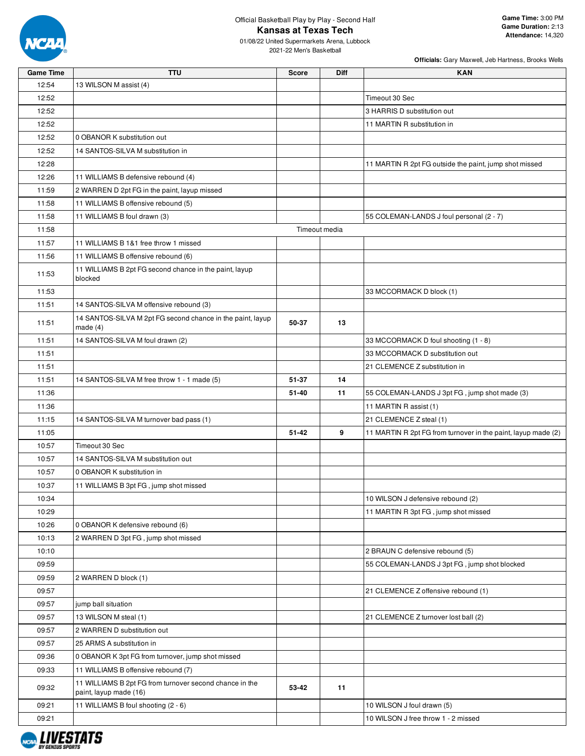Official Basketball Play by Play - Second Half

# Kansas at Texas Tech

01/08/22 United Supermarkets Arena, Lubbock
2021-22 Men's Basketball

**Game Time:** 3:00 PM
**Game Duration:** 2:13
**Attendance:** 14,320

**Officials:** Gary Maxwell, Jeb Hartness, Brooks Wells

| Game Time | TTU | Score | Diff | KAN |
|---|---|---|---|---|
| 12:54 | 13 WILSON M assist (4) | | | |
| 12:52 | | | | Timeout 30 Sec |
| 12:52 | | | | 3 HARRIS D substitution out |
| 12:52 | | | | 11 MARTIN R substitution in |
| 12:52 | 0 OBANOR K substitution out | | | |
| 12:52 | 14 SANTOS-SILVA M substitution in | | | |
| 12:28 | | | | 11 MARTIN R 2pt FG outside the paint, jump shot missed |
| 12:26 | 11 WILLIAMS B defensive rebound (4) | | | |
| 11:59 | 2 WARREN D 2pt FG in the paint, layup missed | | | |
| 11:58 | 11 WILLIAMS B offensive rebound (5) | | | |
| 11:58 | 11 WILLIAMS B foul drawn (3) | | | 55 COLEMAN-LANDS J foul personal (2 - 7) |
| 11:58 | | Timeout media | | |
| 11:57 | 11 WILLIAMS B 1&1 free throw 1 missed | | | |
| 11:56 | 11 WILLIAMS B offensive rebound (6) | | | |
| 11:53 | 11 WILLIAMS B 2pt FG second chance in the paint, layup blocked | | | |
| 11:53 | | | | 33 MCCORMACK D block (1) |
| 11:51 | 14 SANTOS-SILVA M offensive rebound (3) | | | |
| 11:51 | 14 SANTOS-SILVA M 2pt FG second chance in the paint, layup made (4) | 50-37 | 13 | |
| 11:51 | 14 SANTOS-SILVA M foul drawn (2) | | | 33 MCCORMACK D foul shooting (1 - 8) |
| 11:51 | | | | 33 MCCORMACK D substitution out |
| 11:51 | | | | 21 CLEMENCE Z substitution in |
| 11:51 | 14 SANTOS-SILVA M free throw 1 - 1 made (5) | 51-37 | 14 | |
| 11:36 | | 51-40 | 11 | 55 COLEMAN-LANDS J 3pt FG , jump shot made (3) |
| 11:36 | | | | 11 MARTIN R assist (1) |
| 11:15 | 14 SANTOS-SILVA M turnover bad pass (1) | | | 21 CLEMENCE Z steal (1) |
| 11:05 | | 51-42 | 9 | 11 MARTIN R 2pt FG from turnover in the paint, layup made (2) |
| 10:57 | Timeout 30 Sec | | | |
| 10:57 | 14 SANTOS-SILVA M substitution out | | | |
| 10:57 | 0 OBANOR K substitution in | | | |
| 10:37 | 11 WILLIAMS B 3pt FG , jump shot missed | | | |
| 10:34 | | | | 10 WILSON J defensive rebound (2) |
| 10:29 | | | | 11 MARTIN R 3pt FG , jump shot missed |
| 10:26 | 0 OBANOR K defensive rebound (6) | | | |
| 10:13 | 2 WARREN D 3pt FG , jump shot missed | | | |
| 10:10 | | | | 2 BRAUN C defensive rebound (5) |
| 09:59 | | | | 55 COLEMAN-LANDS J 3pt FG , jump shot blocked |
| 09:59 | 2 WARREN D block (1) | | | |
| 09:57 | | | | 21 CLEMENCE Z offensive rebound (1) |
| 09:57 | jump ball situation | | | |
| 09:57 | 13 WILSON M steal (1) | | | 21 CLEMENCE Z turnover lost ball (2) |
| 09:57 | 2 WARREN D substitution out | | | |
| 09:57 | 25 ARMS A substitution in | | | |
| 09:36 | 0 OBANOR K 3pt FG from turnover, jump shot missed | | | |
| 09:33 | 11 WILLIAMS B offensive rebound (7) | | | |
| 09:32 | 11 WILLIAMS B 2pt FG from turnover second chance in the paint, layup made (16) | 53-42 | 11 | |
| 09:21 | 11 WILLIAMS B foul shooting (2 - 6) | | | 10 WILSON J foul drawn (5) |
| 09:21 | | | | 10 WILSON J free throw 1 - 2 missed |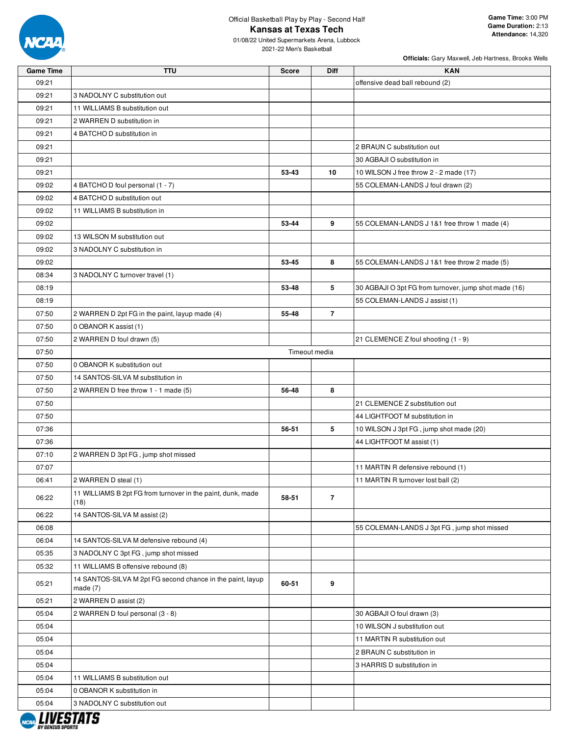Official Basketball Play by Play - Second Half

# Kansas at Texas Tech

01/08/22 United Supermarkets Arena, Lubbock
2021-22 Men's Basketball

**Game Time:** 3:00 PM
**Game Duration:** 2:13
**Attendance:** 14,320

**Officials:** Gary Maxwell, Jeb Hartness, Brooks Wells

| Game Time | TTU | Score | Diff | KAN |
|---|---|---|---|---|
| 09:21 | | | | offensive dead ball rebound (2) |
| 09:21 | 3 NADOLNY C substitution out | | | |
| 09:21 | 11 WILLIAMS B substitution out | | | |
| 09:21 | 2 WARREN D substitution in | | | |
| 09:21 | 4 BATCHO D substitution in | | | |
| 09:21 | | | | 2 BRAUN C substitution out |
| 09:21 | | | | 30 AGBAJI O substitution in |
| 09:21 | | 53-43 | 10 | 10 WILSON J free throw 2 - 2 made (17) |
| 09:02 | 4 BATCHO D foul personal (1 - 7) | | | 55 COLEMAN-LANDS J foul drawn (2) |
| 09:02 | 4 BATCHO D substitution out | | | |
| 09:02 | 11 WILLIAMS B substitution in | | | |
| 09:02 | | 53-44 | 9 | 55 COLEMAN-LANDS J 1&1 free throw 1 made (4) |
| 09:02 | 13 WILSON M substitution out | | | |
| 09:02 | 3 NADOLNY C substitution in | | | |
| 09:02 | | 53-45 | 8 | 55 COLEMAN-LANDS J 1&1 free throw 2 made (5) |
| 08:34 | 3 NADOLNY C turnover travel (1) | | | |
| 08:19 | | 53-48 | 5 | 30 AGBAJI O 3pt FG from turnover, jump shot made (16) |
| 08:19 | | | | 55 COLEMAN-LANDS J assist (1) |
| 07:50 | 2 WARREN D 2pt FG in the paint, layup made (4) | 55-48 | 7 | |
| 07:50 | 0 OBANOR K assist (1) | | | |
| 07:50 | 2 WARREN D foul drawn (5) | | | 21 CLEMENCE Z foul shooting (1 - 9) |
| 07:50 | Timeout media | | | |
| 07:50 | 0 OBANOR K substitution out | | | |
| 07:50 | 14 SANTOS-SILVA M substitution in | | | |
| 07:50 | 2 WARREN D free throw 1 - 1 made (5) | 56-48 | 8 | |
| 07:50 | | | | 21 CLEMENCE Z substitution out |
| 07:50 | | | | 44 LIGHTFOOT M substitution in |
| 07:36 | | 56-51 | 5 | 10 WILSON J 3pt FG , jump shot made (20) |
| 07:36 | | | | 44 LIGHTFOOT M assist (1) |
| 07:10 | 2 WARREN D 3pt FG , jump shot missed | | | |
| 07:07 | | | | 11 MARTIN R defensive rebound (1) |
| 06:41 | 2 WARREN D steal (1) | | | 11 MARTIN R turnover lost ball (2) |
| 06:22 | 11 WILLIAMS B 2pt FG from turnover in the paint, dunk, made (18) | 58-51 | 7 | |
| 06:22 | 14 SANTOS-SILVA M assist (2) | | | |
| 06:08 | | | | 55 COLEMAN-LANDS J 3pt FG , jump shot missed |
| 06:04 | 14 SANTOS-SILVA M defensive rebound (4) | | | |
| 05:35 | 3 NADOLNY C 3pt FG , jump shot missed | | | |
| 05:32 | 11 WILLIAMS B offensive rebound (8) | | | |
| 05:21 | 14 SANTOS-SILVA M 2pt FG second chance in the paint, layup made (7) | 60-51 | 9 | |
| 05:21 | 2 WARREN D assist (2) | | | |
| 05:04 | 2 WARREN D foul personal (3 - 8) | | | 30 AGBAJI O foul drawn (3) |
| 05:04 | | | | 10 WILSON J substitution out |
| 05:04 | | | | 11 MARTIN R substitution out |
| 05:04 | | | | 2 BRAUN C substitution in |
| 05:04 | | | | 3 HARRIS D substitution in |
| 05:04 | 11 WILLIAMS B substitution out | | | |
| 05:04 | 0 OBANOR K substitution in | | | |
| 05:04 | 3 NADOLNY C substitution out | | | |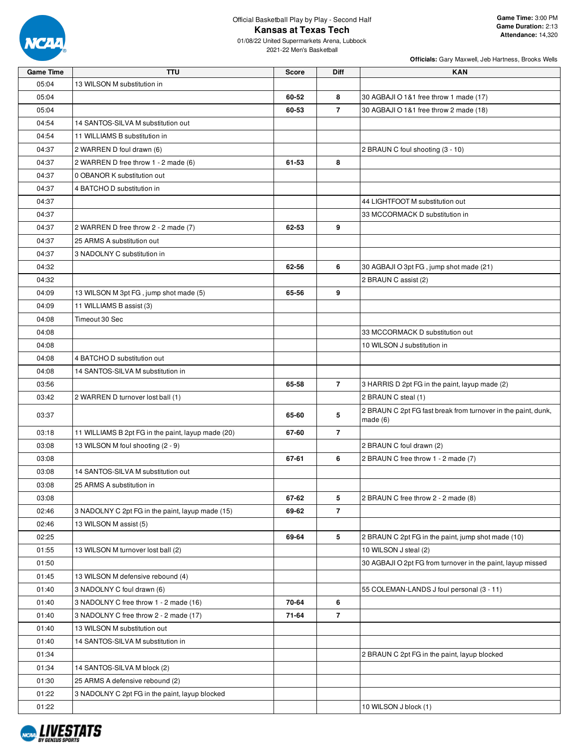Official Basketball Play by Play - Second Half

# Kansas at Texas Tech

01/08/22 United Supermarkets Arena, Lubbock
2021-22 Men's Basketball

**Game Time:** 3:00 PM
**Game Duration:** 2:13
**Attendance:** 14,320

**Officials:** Gary Maxwell, Jeb Hartness, Brooks Wells

| Game Time | TTU | Score | Diff | KAN |
|---|---|---|---|---|
| 05:04 | 13 WILSON M substitution in | | | |
| 05:04 | | 60-52 | 8 | 30 AGBAJI O 1&1 free throw 1 made (17) |
| 05:04 | | 60-53 | 7 | 30 AGBAJI O 1&1 free throw 2 made (18) |
| 04:54 | 14 SANTOS-SILVA M substitution out | | | |
| 04:54 | 11 WILLIAMS B substitution in | | | |
| 04:37 | 2 WARREN D foul drawn (6) | | | 2 BRAUN C foul shooting (3 - 10) |
| 04:37 | 2 WARREN D free throw 1 - 2 made (6) | 61-53 | 8 | |
| 04:37 | 0 OBANOR K substitution out | | | |
| 04:37 | 4 BATCHO D substitution in | | | |
| 04:37 | | | | 44 LIGHTFOOT M substitution out |
| 04:37 | | | | 33 MCCORMACK D substitution in |
| 04:37 | 2 WARREN D free throw 2 - 2 made (7) | 62-53 | 9 | |
| 04:37 | 25 ARMS A substitution out | | | |
| 04:37 | 3 NADOLNY C substitution in | | | |
| 04:32 | | 62-56 | 6 | 30 AGBAJI O 3pt FG , jump shot made (21) |
| 04:32 | | | | 2 BRAUN C assist (2) |
| 04:09 | 13 WILSON M 3pt FG , jump shot made (5) | 65-56 | 9 | |
| 04:09 | 11 WILLIAMS B assist (3) | | | |
| 04:08 | Timeout 30 Sec | | | |
| 04:08 | | | | 33 MCCORMACK D substitution out |
| 04:08 | | | | 10 WILSON J substitution in |
| 04:08 | 4 BATCHO D substitution out | | | |
| 04:08 | 14 SANTOS-SILVA M substitution in | | | |
| 03:56 | | 65-58 | 7 | 3 HARRIS D 2pt FG in the paint, layup made (2) |
| 03:42 | 2 WARREN D turnover lost ball (1) | | | 2 BRAUN C steal (1) |
| 03:37 | | 65-60 | 5 | 2 BRAUN C 2pt FG fast break from turnover in the paint, dunk, made (6) |
| 03:18 | 11 WILLIAMS B 2pt FG in the paint, layup made (20) | 67-60 | 7 | |
| 03:08 | 13 WILSON M foul shooting (2 - 9) | | | 2 BRAUN C foul drawn (2) |
| 03:08 | | 67-61 | 6 | 2 BRAUN C free throw 1 - 2 made (7) |
| 03:08 | 14 SANTOS-SILVA M substitution out | | | |
| 03:08 | 25 ARMS A substitution in | | | |
| 03:08 | | 67-62 | 5 | 2 BRAUN C free throw 2 - 2 made (8) |
| 02:46 | 3 NADOLNY C 2pt FG in the paint, layup made (15) | 69-62 | 7 | |
| 02:46 | 13 WILSON M assist (5) | | | |
| 02:25 | | 69-64 | 5 | 2 BRAUN C 2pt FG in the paint, jump shot made (10) |
| 01:55 | 13 WILSON M turnover lost ball (2) | | | 10 WILSON J steal (2) |
| 01:50 | | | | 30 AGBAJI O 2pt FG from turnover in the paint, layup missed |
| 01:45 | 13 WILSON M defensive rebound (4) | | | |
| 01:40 | 3 NADOLNY C foul drawn (6) | | | 55 COLEMAN-LANDS J foul personal (3 - 11) |
| 01:40 | 3 NADOLNY C free throw 1 - 2 made (16) | 70-64 | 6 | |
| 01:40 | 3 NADOLNY C free throw 2 - 2 made (17) | 71-64 | 7 | |
| 01:40 | 13 WILSON M substitution out | | | |
| 01:40 | 14 SANTOS-SILVA M substitution in | | | |
| 01:34 | | | | 2 BRAUN C 2pt FG in the paint, layup blocked |
| 01:34 | 14 SANTOS-SILVA M block (2) | | | |
| 01:30 | 25 ARMS A defensive rebound (2) | | | |
| 01:22 | 3 NADOLNY C 2pt FG in the paint, layup blocked | | | |
| 01:22 | | | | 10 WILSON J block (1) |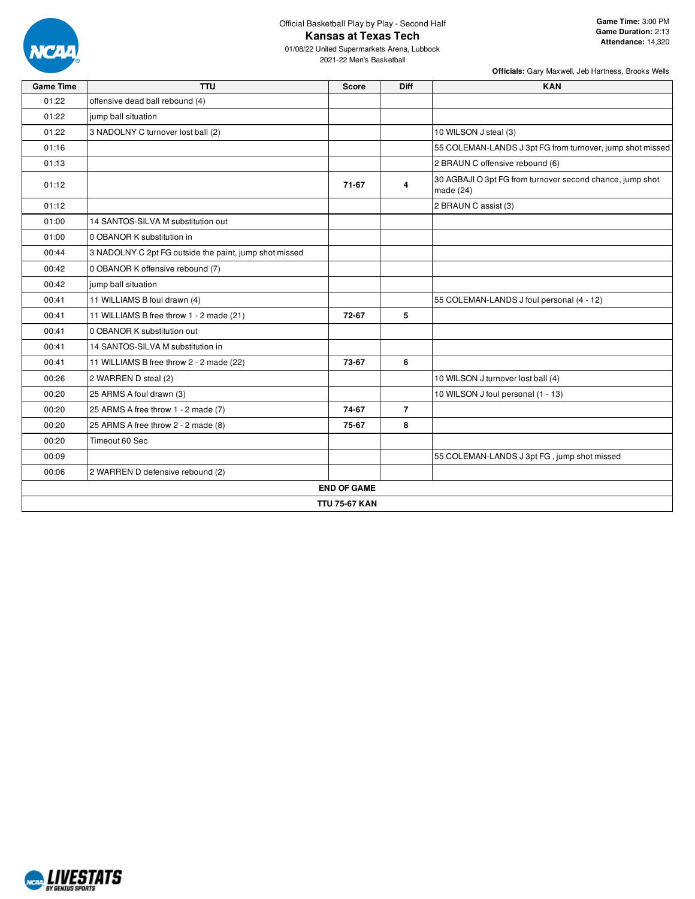Official Basketball Play by Play - Second Half

# Kansas at Texas Tech

01/08/22 United Supermarkets Arena, Lubbock
2021-22 Men's Basketball

**Game Time:** 3:00 PM
**Game Duration:** 2:13
**Attendance:** 14,320

**Officials:** Gary Maxwell, Jeb Hartness, Brooks Wells

| Game Time | TTU | Score | Diff | KAN |
|---|---|---|---|---|
| 01:22 | offensive dead ball rebound (4) | | | |
| 01:22 | jump ball situation | | | |
| 01:22 | 3 NADOLNY C turnover lost ball (2) | | | 10 WILSON J steal (3) |
| 01:16 | | | | 55 COLEMAN-LANDS J 3pt FG from turnover, jump shot missed |
| 01:13 | | | | 2 BRAUN C offensive rebound (6) |
| 01:12 | | **71-67** | **4** | 30 AGBAJI O 3pt FG from turnover second chance, jump shot made (24) |
| 01:12 | | | | 2 BRAUN C assist (3) |
| 01:00 | 14 SANTOS-SILVA M substitution out | | | |
| 01:00 | 0 OBANOR K substitution in | | | |
| 00:44 | 3 NADOLNY C 2pt FG outside the paint, jump shot missed | | | |
| 00:42 | 0 OBANOR K offensive rebound (7) | | | |
| 00:42 | jump ball situation | | | |
| 00:41 | 11 WILLIAMS B foul drawn (4) | | | 55 COLEMAN-LANDS J foul personal (4 - 12) |
| 00:41 | 11 WILLIAMS B free throw 1 - 2 made (21) | **72-67** | **5** | |
| 00:41 | 0 OBANOR K substitution out | | | |
| 00:41 | 14 SANTOS-SILVA M substitution in | | | |
| 00:41 | 11 WILLIAMS B free throw 2 - 2 made (22) | **73-67** | **6** | |
| 00:26 | 2 WARREN D steal (2) | | | 10 WILSON J turnover lost ball (4) |
| 00:20 | 25 ARMS A foul drawn (3) | | | 10 WILSON J foul personal (1 - 13) |
| 00:20 | 25 ARMS A free throw 1 - 2 made (7) | **74-67** | **7** | |
| 00:20 | 25 ARMS A free throw 2 - 2 made (8) | **75-67** | **8** | |
| 00:20 | Timeout 60 Sec | | | |
| 00:09 | | | | 55 COLEMAN-LANDS J 3pt FG , jump shot missed |
| 00:06 | 2 WARREN D defensive rebound (2) | | | |

**END OF GAME**

**TTU 75-67 KAN**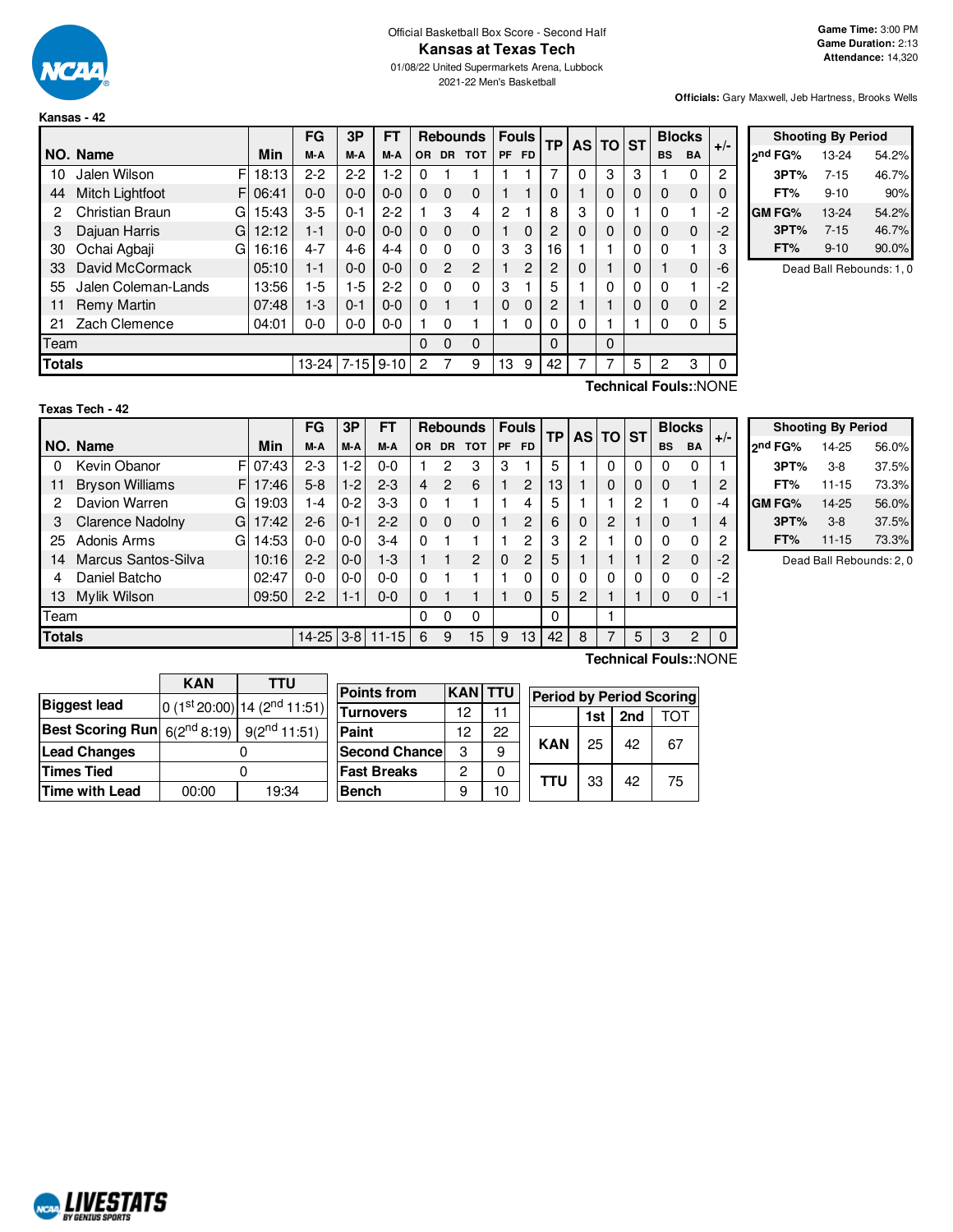Official Basketball Box Score - Second Half

# Kansas at Texas Tech

01/08/22 United Supermarkets Arena, Lubbock
2021-22 Men's Basketball

**Game Time:** 3:00 PM
**Game Duration:** 2:13
**Attendance:** 14,320

**Officials:** Gary Maxwell, Jeb Hartness, Brooks Wells

## Kansas - 42

| NO. | Name | | Min | FG M-A | 3P M-A | FT M-A | OR | DR | TOT | PF | FD | TP | AS | TO | ST | BS | BA | +/- |
|---|---|---|---|---|---|---|---|---|---|---|---|---|---|---|---|---|---|---|
| 10 | Jalen Wilson | F | 18:13 | 2-2 | 2-2 | 1-2 | 0 | 1 | 1 | 1 | 1 | 7 | 0 | 3 | 3 | 1 | 0 | 2 |
| 44 | Mitch Lightfoot | F | 06:41 | 0-0 | 0-0 | 0-0 | 0 | 0 | 0 | 1 | 1 | 0 | 1 | 0 | 0 | 0 | 0 | 0 |
| 2 | Christian Braun | G | 15:43 | 3-5 | 0-1 | 2-2 | 1 | 3 | 4 | 2 | 1 | 8 | 3 | 0 | 1 | 0 | 1 | -2 |
| 3 | Dajuan Harris | G | 12:12 | 1-1 | 0-0 | 0-0 | 0 | 0 | 0 | 1 | 0 | 2 | 0 | 0 | 0 | 0 | 0 | -2 |
| 30 | Ochai Agbaji | G | 16:16 | 4-7 | 4-6 | 4-4 | 0 | 0 | 0 | 3 | 3 | 16 | 1 | 1 | 0 | 0 | 1 | 3 |
| 33 | David McCormack | | 05:10 | 1-1 | 0-0 | 0-0 | 0 | 2 | 2 | 1 | 2 | 2 | 0 | 1 | 0 | 1 | 0 | -6 |
| 55 | Jalen Coleman-Lands | | 13:56 | 1-5 | 1-5 | 2-2 | 0 | 0 | 0 | 3 | 1 | 5 | 1 | 0 | 0 | 0 | 1 | -2 |
| 11 | Remy Martin | | 07:48 | 1-3 | 0-1 | 0-0 | 0 | 1 | 1 | 0 | 0 | 2 | 1 | 1 | 0 | 0 | 0 | 2 |
| 21 | Zach Clemence | | 04:01 | 0-0 | 0-0 | 0-0 | 1 | 0 | 1 | 1 | 0 | 0 | 0 | 1 | 1 | 0 | 0 | 5 |
| Team | | | | | | | 0 | 0 | 0 | | | 0 | | 0 | | | | |
| **Totals** | | | | 13-24 | 7-15 | 9-10 | 2 | 7 | 9 | 13 | 9 | 42 | 7 | 7 | 5 | 2 | 3 | 0 |

Technical Fouls::NONE

| Shooting By Period | | |
|---|---|---|
| 2nd FG% | 13-24 | 54.2% |
| 3PT% | 7-15 | 46.7% |
| FT% | 9-10 | 90% |
| GM FG% | 13-24 | 54.2% |
| 3PT% | 7-15 | 46.7% |
| FT% | 9-10 | 90.0% |

Dead Ball Rebounds: 1, 0

## Texas Tech - 42

| NO. | Name | | Min | FG M-A | 3P M-A | FT M-A | OR | DR | TOT | PF | FD | TP | AS | TO | ST | BS | BA | +/- |
|---|---|---|---|---|---|---|---|---|---|---|---|---|---|---|---|---|---|---|
| 0 | Kevin Obanor | F | 07:43 | 2-3 | 1-2 | 0-0 | 1 | 2 | 3 | 3 | 1 | 5 | 1 | 0 | 0 | 0 | 0 | 1 |
| 11 | Bryson Williams | F | 17:46 | 5-8 | 1-2 | 2-3 | 4 | 2 | 6 | 1 | 2 | 13 | 1 | 0 | 0 | 0 | 1 | 2 |
| 2 | Davion Warren | G | 19:03 | 1-4 | 0-2 | 3-3 | 0 | 1 | 1 | 1 | 4 | 5 | 1 | 1 | 2 | 1 | 0 | -4 |
| 3 | Clarence Nadolny | G | 17:42 | 2-6 | 0-1 | 2-2 | 0 | 0 | 0 | 1 | 2 | 6 | 0 | 2 | 1 | 0 | 1 | 4 |
| 25 | Adonis Arms | G | 14:53 | 0-0 | 0-0 | 3-4 | 0 | 1 | 1 | 1 | 2 | 3 | 2 | 1 | 0 | 0 | 0 | 2 |
| 14 | Marcus Santos-Silva | | 10:16 | 2-2 | 0-0 | 1-3 | 1 | 1 | 2 | 0 | 2 | 5 | 1 | 1 | 1 | 2 | 0 | -2 |
| 4 | Daniel Batcho | | 02:47 | 0-0 | 0-0 | 0-0 | 0 | 1 | 1 | 1 | 0 | 0 | 0 | 0 | 0 | 0 | 0 | -2 |
| 13 | Mylik Wilson | | 09:50 | 2-2 | 1-1 | 0-0 | 0 | 1 | 1 | 1 | 0 | 5 | 2 | 1 | 1 | 0 | 0 | -1 |
| Team | | | | | | | 0 | 0 | 0 | | | 0 | | 1 | | | | |
| **Totals** | | | | 14-25 | 3-8 | 11-15 | 6 | 9 | 15 | 9 | 13 | 42 | 8 | 7 | 5 | 3 | 2 | 0 |

Technical Fouls::NONE

| Shooting By Period | | |
|---|---|---|
| 2nd FG% | 14-25 | 56.0% |
| 3PT% | 3-8 | 37.5% |
| FT% | 11-15 | 73.3% |
| GM FG% | 14-25 | 56.0% |
| 3PT% | 3-8 | 37.5% |
| FT% | 11-15 | 73.3% |

Dead Ball Rebounds: 2, 0

| | KAN | TTU |
|---|---|---|
| Biggest lead | 0 (1st 20:00) | 14 (2nd 11:51) |
| Best Scoring Run | 6(2nd 8:19) | 9(2nd 11:51) |
| Lead Changes | 0 | |
| Times Tied | 0 | |
| Time with Lead | 00:00 | 19:34 |

| Points from | KAN | TTU |
|---|---|---|
| Turnovers | 12 | 11 |
| Paint | 12 | 22 |
| Second Chance | 3 | 9 |
| Fast Breaks | 2 | 0 |
| Bench | 9 | 10 |

| Period by Period Scoring | 1st | 2nd | TOT |
|---|---|---|---|
| KAN | 25 | 42 | 67 |
| TTU | 33 | 42 | 75 |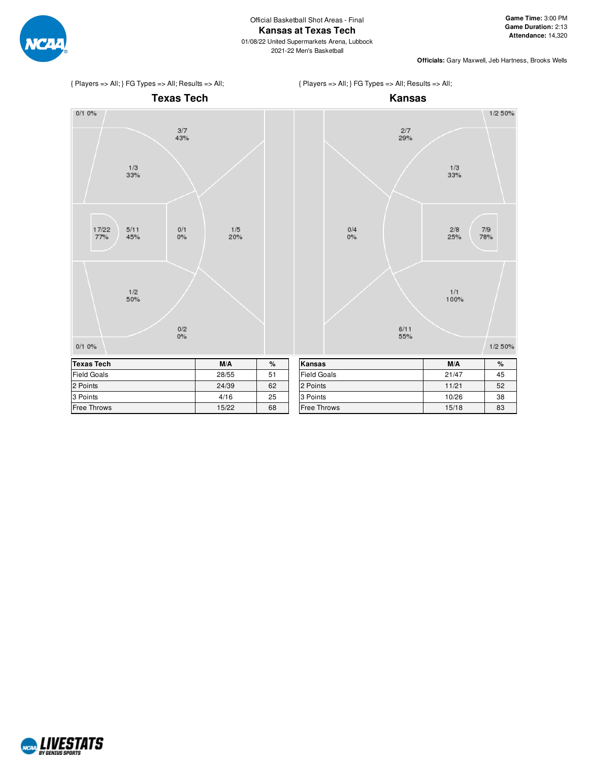Official Basketball Shot Areas - Final

# Kansas at Texas Tech

01/08/22 United Supermarkets Arena, Lubbock

2021-22 Men's Basketball

**Game Time:** 3:00 PM
**Game Duration:** 2:13
**Attendance:** 14,320

**Officials:** Gary Maxwell, Jeb Hartness, Brooks Wells

{ Players => All; } FG Types => All; Results => All;

## Texas Tech

Shot areas:
- 0/1 0%
- 3/7 43%
- 1/3 33%
- 17/22 77%
- 5/11 45%
- 0/1 0%
- 1/5 20%
- 1/2 50%
- 0/2 0%
- 0/1 0%

| Texas Tech | M/A | % |
|---|---|---|
| Field Goals | 28/55 | 51 |
| 2 Points | 24/39 | 62 |
| 3 Points | 4/16 | 25 |
| Free Throws | 15/22 | 68 |

{ Players => All; } FG Types => All; Results => All;

## Kansas

Shot areas:
- 1/2 50%
- 2/7 29%
- 1/3 33%
- 0/4 0%
- 2/8 25%
- 7/9 78%
- 1/1 100%
- 6/11 55%
- 1/2 50%

| Kansas | M/A | % |
|---|---|---|
| Field Goals | 21/47 | 45 |
| 2 Points | 11/21 | 52 |
| 3 Points | 10/26 | 38 |
| Free Throws | 15/18 | 83 |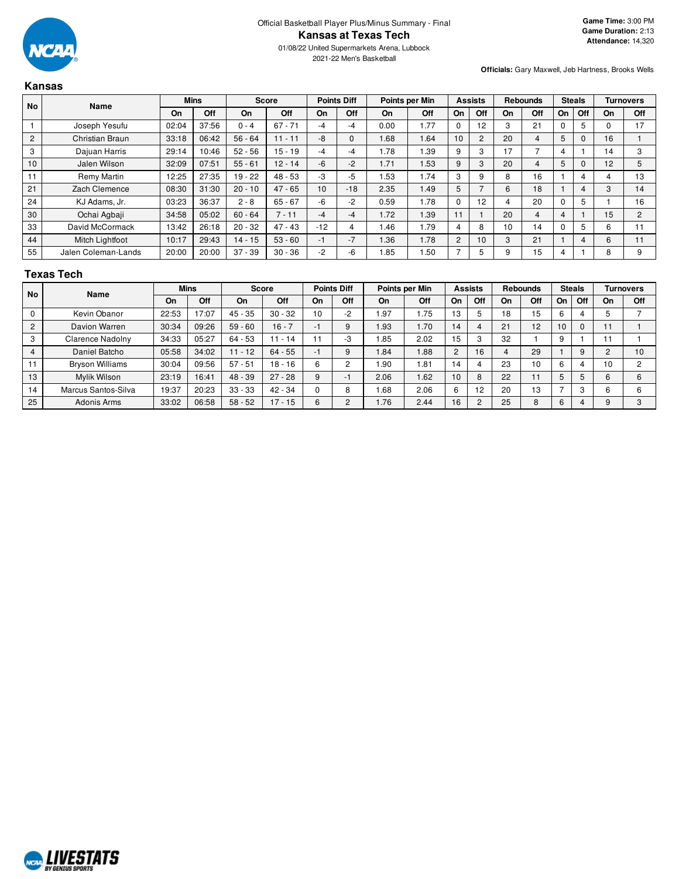Official Basketball Player Plus/Minus Summary - Final

# Kansas at Texas Tech

01/08/22 United Supermarkets Arena, Lubbock

2021-22 Men's Basketball

**Game Time:** 3:00 PM
**Game Duration:** 2:13
**Attendance:** 14,320

**Officials:** Gary Maxwell, Jeb Hartness, Brooks Wells

## Kansas

| No | Name | Mins | | Score | | Points Diff | | Points per Min | | Assists | | Rebounds | | Steals | | Turnovers | |
|---|---|---|---|---|---|---|---|---|---|---|---|---|---|---|---|---|---|
| | | On | Off | On | Off | On | Off | On | Off | On | Off | On | Off | On | Off | On | Off |
| 1 | Joseph Yesufu | 02:04 | 37:56 | 0 - 4 | 67 - 71 | -4 | -4 | 0.00 | 1.77 | 0 | 12 | 3 | 21 | 0 | 5 | 0 | 17 |
| 2 | Christian Braun | 33:18 | 06:42 | 56 - 64 | 11 - 11 | -8 | 0 | 1.68 | 1.64 | 10 | 2 | 20 | 4 | 5 | 0 | 16 | 1 |
| 3 | Dajuan Harris | 29:14 | 10:46 | 52 - 56 | 15 - 19 | -4 | -4 | 1.78 | 1.39 | 9 | 3 | 17 | 7 | 4 | 1 | 14 | 3 |
| 10 | Jalen Wilson | 32:09 | 07:51 | 55 - 61 | 12 - 14 | -6 | -2 | 1.71 | 1.53 | 9 | 3 | 20 | 4 | 5 | 0 | 12 | 5 |
| 11 | Remy Martin | 12:25 | 27:35 | 19 - 22 | 48 - 53 | -3 | -5 | 1.53 | 1.74 | 3 | 9 | 8 | 16 | 1 | 4 | 4 | 13 |
| 21 | Zach Clemence | 08:30 | 31:30 | 20 - 10 | 47 - 65 | 10 | -18 | 2.35 | 1.49 | 5 | 7 | 6 | 18 | 1 | 4 | 3 | 14 |
| 24 | KJ Adams, Jr. | 03:23 | 36:37 | 2 - 8 | 65 - 67 | -6 | -2 | 0.59 | 1.78 | 0 | 12 | 4 | 20 | 0 | 5 | 1 | 16 |
| 30 | Ochai Agbaji | 34:58 | 05:02 | 60 - 64 | 7 - 11 | -4 | -4 | 1.72 | 1.39 | 11 | 1 | 20 | 4 | 4 | 1 | 15 | 2 |
| 33 | David McCormack | 13:42 | 26:18 | 20 - 32 | 47 - 43 | -12 | 4 | 1.46 | 1.79 | 4 | 8 | 10 | 14 | 0 | 5 | 6 | 11 |
| 44 | Mitch Lightfoot | 10:17 | 29:43 | 14 - 15 | 53 - 60 | -1 | -7 | 1.36 | 1.78 | 2 | 10 | 3 | 21 | 1 | 4 | 6 | 11 |
| 55 | Jalen Coleman-Lands | 20:00 | 20:00 | 37 - 39 | 30 - 36 | -2 | -6 | 1.85 | 1.50 | 7 | 5 | 9 | 15 | 4 | 1 | 8 | 9 |

## Texas Tech

| No | Name | Mins | | Score | | Points Diff | | Points per Min | | Assists | | Rebounds | | Steals | | Turnovers | |
|---|---|---|---|---|---|---|---|---|---|---|---|---|---|---|---|---|---|
| | | On | Off | On | Off | On | Off | On | Off | On | Off | On | Off | On | Off | On | Off |
| 0 | Kevin Obanor | 22:53 | 17:07 | 45 - 35 | 30 - 32 | 10 | -2 | 1.97 | 1.75 | 13 | 5 | 18 | 15 | 6 | 4 | 5 | 7 |
| 2 | Davion Warren | 30:34 | 09:26 | 59 - 60 | 16 - 7 | -1 | 9 | 1.93 | 1.70 | 14 | 4 | 21 | 12 | 10 | 0 | 11 | 1 |
| 3 | Clarence Nadolny | 34:33 | 05:27 | 64 - 53 | 11 - 14 | 11 | -3 | 1.85 | 2.02 | 15 | 3 | 32 | 1 | 9 | 1 | 11 | 1 |
| 4 | Daniel Batcho | 05:58 | 34:02 | 11 - 12 | 64 - 55 | -1 | 9 | 1.84 | 1.88 | 2 | 16 | 4 | 29 | 1 | 9 | 2 | 10 |
| 11 | Bryson Williams | 30:04 | 09:56 | 57 - 51 | 18 - 16 | 6 | 2 | 1.90 | 1.81 | 14 | 4 | 23 | 10 | 6 | 4 | 10 | 2 |
| 13 | Mylik Wilson | 23:19 | 16:41 | 48 - 39 | 27 - 28 | 9 | -1 | 2.06 | 1.62 | 10 | 8 | 22 | 11 | 5 | 5 | 6 | 6 |
| 14 | Marcus Santos-Silva | 19:37 | 20:23 | 33 - 33 | 42 - 34 | 0 | 8 | 1.68 | 2.06 | 6 | 12 | 20 | 13 | 7 | 3 | 6 | 6 |
| 25 | Adonis Arms | 33:02 | 06:58 | 58 - 52 | 17 - 15 | 6 | 2 | 1.76 | 2.44 | 16 | 2 | 25 | 8 | 6 | 4 | 9 | 3 |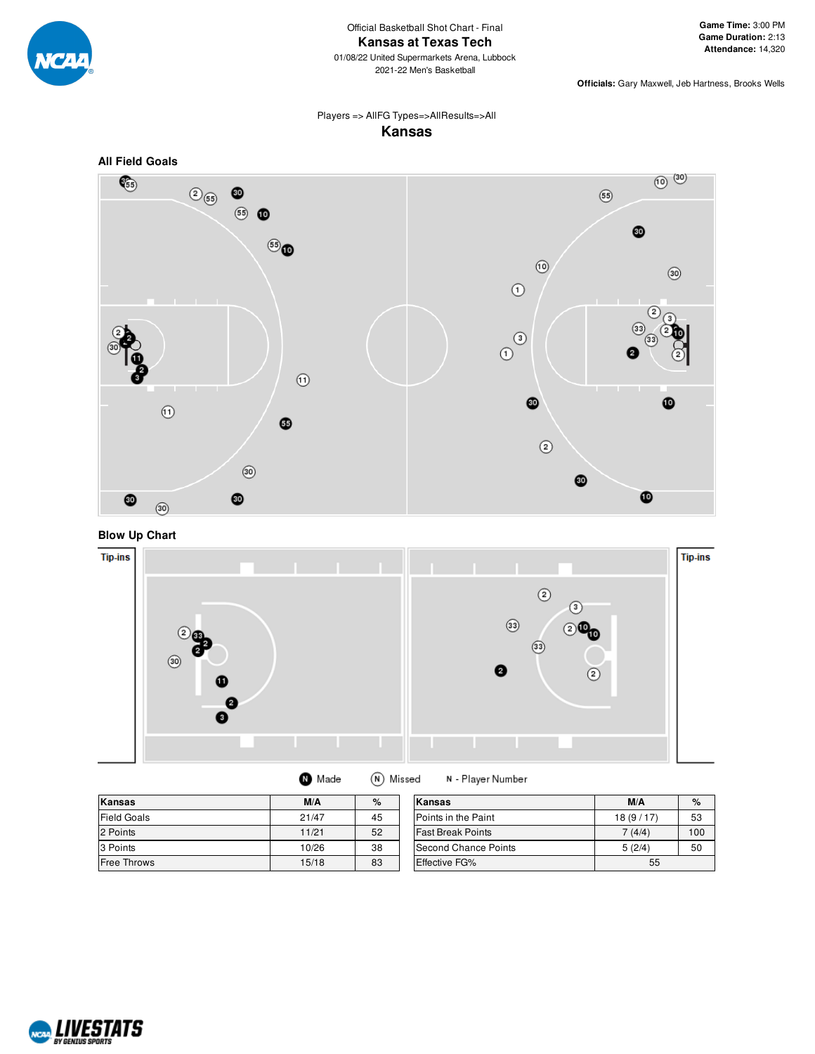Official Basketball Shot Chart - Final

# Kansas at Texas Tech

01/08/22 United Supermarkets Arena, Lubbock
2021-22 Men's Basketball

**Game Time:** 3:00 PM
**Game Duration:** 2:13
**Attendance:** 14,320

**Officials:** Gary Maxwell, Jeb Hartness, Brooks Wells

Players => AllFG Types=>AllResults=>All

## Kansas

### All Field Goals

### Blow Up Chart

Tip-ins

Tip-ins

Made   Missed   N - Player Number

| Kansas | M/A | % |
|---|---|---|
| Field Goals | 21/47 | 45 |
| 2 Points | 11/21 | 52 |
| 3 Points | 10/26 | 38 |
| Free Throws | 15/18 | 83 |

| Kansas | M/A | % |
|---|---|---|
| Points in the Paint | 18 (9 / 17) | 53 |
| Fast Break Points | 7 (4/4) | 100 |
| Second Chance Points | 5 (2/4) | 50 |
| Effective FG% | 55 | |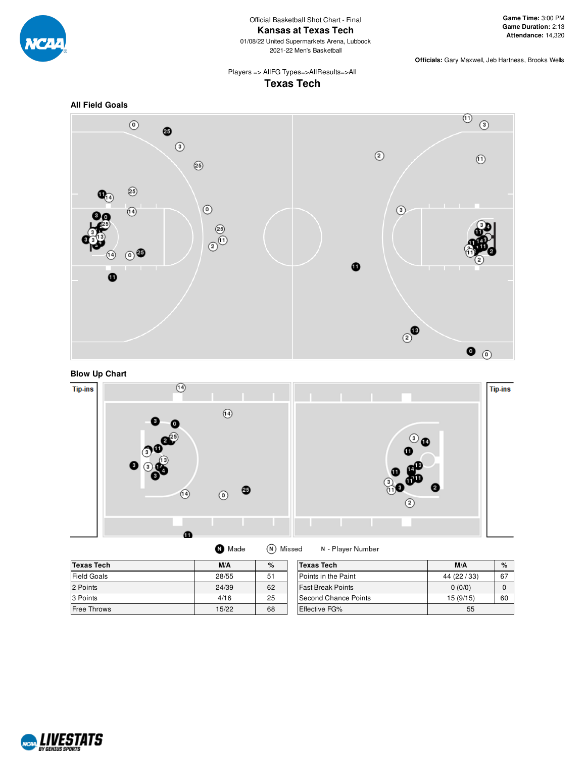Official Basketball Shot Chart - Final

# Kansas at Texas Tech

01/08/22 United Supermarkets Arena, Lubbock

2021-22 Men's Basketball

**Game Time:** 3:00 PM
**Game Duration:** 2:13
**Attendance:** 14,320

**Officials:** Gary Maxwell, Jeb Hartness, Brooks Wells

Players => AllFG Types=>AllResults=>All

## Texas Tech

### All Field Goals

### Blow Up Chart

Tip-ins

Tip-ins

Made  Missed  N - Player Number

| Texas Tech | M/A | % |
|---|---|---|
| Field Goals | 28/55 | 51 |
| 2 Points | 24/39 | 62 |
| 3 Points | 4/16 | 25 |
| Free Throws | 15/22 | 68 |

| Texas Tech | M/A | % |
|---|---|---|
| Points in the Paint | 44 (22 / 33) | 67 |
| Fast Break Points | 0 (0/0) | 0 |
| Second Chance Points | 15 (9/15) | 60 |
| Effective FG% | 55 | |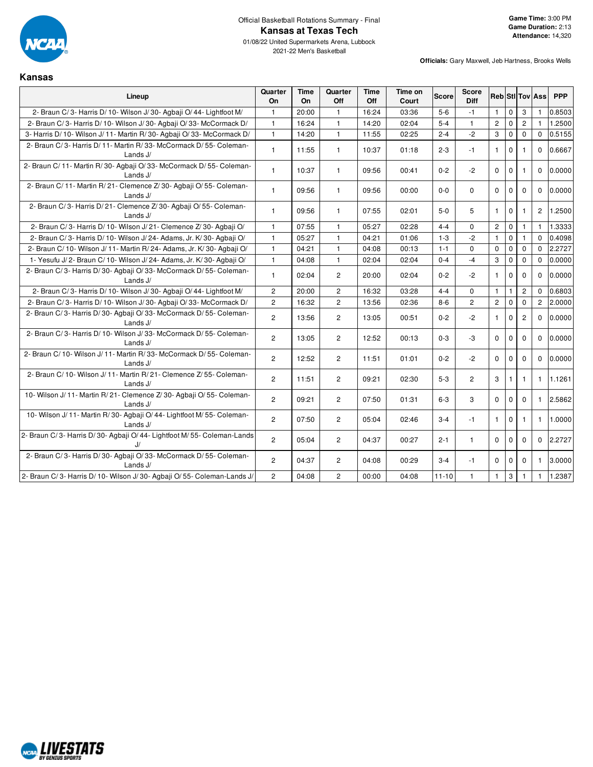Official Basketball Rotations Summary - Final

# Kansas at Texas Tech

01/08/22 United Supermarkets Arena, Lubbock

2021-22 Men's Basketball

**Game Time:** 3:00 PM
**Game Duration:** 2:13
**Attendance:** 14,320

**Officials:** Gary Maxwell, Jeb Hartness, Brooks Wells

## Kansas

| Lineup | Quarter On | Time On | Quarter Off | Time Off | Time on Court | Score | Score Diff | Reb | Stl | Tov | Ass | PPP |
|---|---|---|---|---|---|---|---|---|---|---|---|---|
| 2- Braun C/ 3- Harris D/ 10- Wilson J/ 30- Agbaji O/ 44- Lightfoot M/ | 1 | 20:00 | 1 | 16:24 | 03:36 | 5-6 | -1 | 1 | 0 | 3 | 1 | 0.8503 |
| 2- Braun C/ 3- Harris D/ 10- Wilson J/ 30- Agbaji O/ 33- McCormack D/ | 1 | 16:24 | 1 | 14:20 | 02:04 | 5-4 | 1 | 2 | 0 | 2 | 1 | 1.2500 |
| 3- Harris D/ 10- Wilson J/ 11- Martin R/ 30- Agbaji O/ 33- McCormack D/ | 1 | 14:20 | 1 | 11:55 | 02:25 | 2-4 | -2 | 3 | 0 | 0 | 0 | 0.5155 |
| 2- Braun C/ 3- Harris D/ 11- Martin R/ 33- McCormack D/ 55- Coleman-Lands J/ | 1 | 11:55 | 1 | 10:37 | 01:18 | 2-3 | -1 | 1 | 0 | 1 | 0 | 0.6667 |
| 2- Braun C/ 11- Martin R/ 30- Agbaji O/ 33- McCormack D/ 55- Coleman-Lands J/ | 1 | 10:37 | 1 | 09:56 | 00:41 | 0-2 | -2 | 0 | 0 | 1 | 0 | 0.0000 |
| 2- Braun C/ 11- Martin R/ 21- Clemence Z/ 30- Agbaji O/ 55- Coleman-Lands J/ | 1 | 09:56 | 1 | 09:56 | 00:00 | 0-0 | 0 | 0 | 0 | 0 | 0 | 0.0000 |
| 2- Braun C/ 3- Harris D/ 21- Clemence Z/ 30- Agbaji O/ 55- Coleman-Lands J/ | 1 | 09:56 | 1 | 07:55 | 02:01 | 5-0 | 5 | 1 | 0 | 1 | 2 | 1.2500 |
| 2- Braun C/ 3- Harris D/ 10- Wilson J/ 21- Clemence Z/ 30- Agbaji O/ | 1 | 07:55 | 1 | 05:27 | 02:28 | 4-4 | 0 | 2 | 0 | 1 | 1 | 1.3333 |
| 2- Braun C/ 3- Harris D/ 10- Wilson J/ 24- Adams, Jr. K/ 30- Agbaji O/ | 1 | 05:27 | 1 | 04:21 | 01:06 | 1-3 | -2 | 1 | 0 | 1 | 0 | 0.4098 |
| 2- Braun C/ 10- Wilson J/ 11- Martin R/ 24- Adams, Jr. K/ 30- Agbaji O/ | 1 | 04:21 | 1 | 04:08 | 00:13 | 1-1 | 0 | 0 | 0 | 0 | 0 | 2.2727 |
| 1- Yesufu J/ 2- Braun C/ 10- Wilson J/ 24- Adams, Jr. K/ 30- Agbaji O/ | 1 | 04:08 | 1 | 02:04 | 02:04 | 0-4 | -4 | 3 | 0 | 0 | 0 | 0.0000 |
| 2- Braun C/ 3- Harris D/ 30- Agbaji O/ 33- McCormack D/ 55- Coleman-Lands J/ | 1 | 02:04 | 2 | 20:00 | 02:04 | 0-2 | -2 | 1 | 0 | 0 | 0 | 0.0000 |
| 2- Braun C/ 3- Harris D/ 10- Wilson J/ 30- Agbaji O/ 44- Lightfoot M/ | 2 | 20:00 | 2 | 16:32 | 03:28 | 4-4 | 0 | 1 | 1 | 2 | 0 | 0.6803 |
| 2- Braun C/ 3- Harris D/ 10- Wilson J/ 30- Agbaji O/ 33- McCormack D/ | 2 | 16:32 | 2 | 13:56 | 02:36 | 8-6 | 2 | 2 | 0 | 0 | 2 | 2.0000 |
| 2- Braun C/ 3- Harris D/ 30- Agbaji O/ 33- McCormack D/ 55- Coleman-Lands J/ | 2 | 13:56 | 2 | 13:05 | 00:51 | 0-2 | -2 | 1 | 0 | 2 | 0 | 0.0000 |
| 2- Braun C/ 3- Harris D/ 10- Wilson J/ 33- McCormack D/ 55- Coleman-Lands J/ | 2 | 13:05 | 2 | 12:52 | 00:13 | 0-3 | -3 | 0 | 0 | 0 | 0 | 0.0000 |
| 2- Braun C/ 10- Wilson J/ 11- Martin R/ 33- McCormack D/ 55- Coleman-Lands J/ | 2 | 12:52 | 2 | 11:51 | 01:01 | 0-2 | -2 | 0 | 0 | 0 | 0 | 0.0000 |
| 2- Braun C/ 10- Wilson J/ 11- Martin R/ 21- Clemence Z/ 55- Coleman-Lands J/ | 2 | 11:51 | 2 | 09:21 | 02:30 | 5-3 | 2 | 3 | 1 | 1 | 1 | 1.1261 |
| 10- Wilson J/ 11- Martin R/ 21- Clemence Z/ 30- Agbaji O/ 55- Coleman-Lands J/ | 2 | 09:21 | 2 | 07:50 | 01:31 | 6-3 | 3 | 0 | 0 | 0 | 1 | 2.5862 |
| 10- Wilson J/ 11- Martin R/ 30- Agbaji O/ 44- Lightfoot M/ 55- Coleman-Lands J/ | 2 | 07:50 | 2 | 05:04 | 02:46 | 3-4 | -1 | 1 | 0 | 1 | 1 | 1.0000 |
| 2- Braun C/ 3- Harris D/ 30- Agbaji O/ 44- Lightfoot M/ 55- Coleman-Lands J/ | 2 | 05:04 | 2 | 04:37 | 00:27 | 2-1 | 1 | 0 | 0 | 0 | 0 | 2.2727 |
| 2- Braun C/ 3- Harris D/ 30- Agbaji O/ 33- McCormack D/ 55- Coleman-Lands J/ | 2 | 04:37 | 2 | 04:08 | 00:29 | 3-4 | -1 | 0 | 0 | 0 | 1 | 3.0000 |
| 2- Braun C/ 3- Harris D/ 10- Wilson J/ 30- Agbaji O/ 55- Coleman-Lands J/ | 2 | 04:08 | 2 | 00:00 | 04:08 | 11-10 | 1 | 1 | 3 | 1 | 1 | 1.2387 |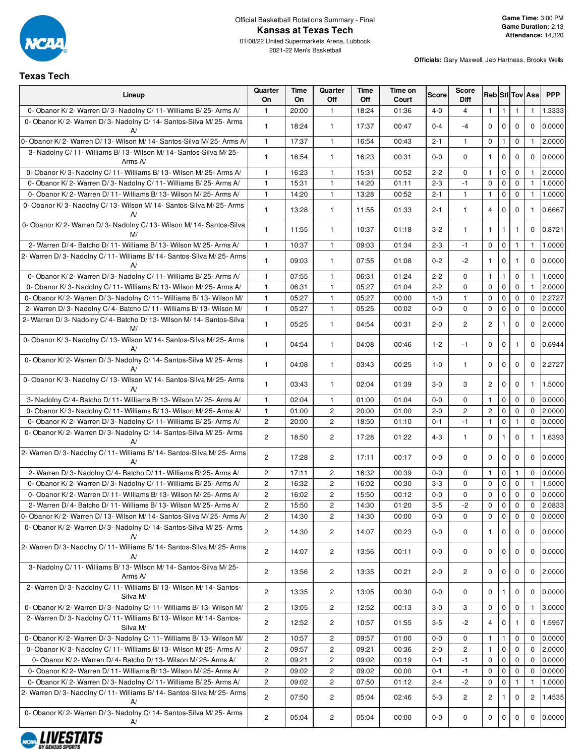Official Basketball Rotations Summary - Final

**Kansas at Texas Tech**

01/08/22 United Supermarkets Arena, Lubbock

2021-22 Men's Basketball

**Game Time:** 3:00 PM
**Game Duration:** 2:13
**Attendance:** 14,320

**Officials:** Gary Maxwell, Jeb Hartness, Brooks Wells

## Texas Tech

| Lineup | Quarter On | Time On | Quarter Off | Time Off | Time on Court | Score | Score Diff | Reb | Stl | Tov | Ass | PPP |
|---|---|---|---|---|---|---|---|---|---|---|---|---|
| 0- Obanor K/ 2- Warren D/ 3- Nadolny C/ 11- Williams B/ 25- Arms A/ | 1 | 20:00 | 1 | 18:24 | 01:36 | 4-0 | 4 | 1 | 1 | 1 | 1 | 1.3333 |
| 0- Obanor K/ 2- Warren D/ 3- Nadolny C/ 14- Santos-Silva M/ 25- Arms A/ | 1 | 18:24 | 1 | 17:37 | 00:47 | 0-4 | -4 | 0 | 0 | 0 | 0 | 0.0000 |
| 0- Obanor K/ 2- Warren D/ 13- Wilson M/ 14- Santos-Silva M/ 25- Arms A/ | 1 | 17:37 | 1 | 16:54 | 00:43 | 2-1 | 1 | 0 | 1 | 0 | 1 | 2.0000 |
| 3- Nadolny C/ 11- Williams B/ 13- Wilson M/ 14- Santos-Silva M/ 25- Arms A/ | 1 | 16:54 | 1 | 16:23 | 00:31 | 0-0 | 0 | 1 | 0 | 0 | 0 | 0.0000 |
| 0- Obanor K/ 3- Nadolny C/ 11- Williams B/ 13- Wilson M/ 25- Arms A/ | 1 | 16:23 | 1 | 15:31 | 00:52 | 2-2 | 0 | 1 | 0 | 0 | 1 | 2.0000 |
| 0- Obanor K/ 2- Warren D/ 3- Nadolny C/ 11- Williams B/ 25- Arms A/ | 1 | 15:31 | 1 | 14:20 | 01:11 | 2-3 | -1 | 0 | 0 | 0 | 1 | 1.0000 |
| 0- Obanor K/ 2- Warren D/ 11- Williams B/ 13- Wilson M/ 25- Arms A/ | 1 | 14:20 | 1 | 13:28 | 00:52 | 2-1 | 1 | 1 | 0 | 0 | 1 | 1.0000 |
| 0- Obanor K/ 3- Nadolny C/ 13- Wilson M/ 14- Santos-Silva M/ 25- Arms A/ | 1 | 13:28 | 1 | 11:55 | 01:33 | 2-1 | 1 | 4 | 0 | 0 | 1 | 0.6667 |
| 0- Obanor K/ 2- Warren D/ 3- Nadolny C/ 13- Wilson M/ 14- Santos-Silva M/ | 1 | 11:55 | 1 | 10:37 | 01:18 | 3-2 | 1 | 1 | 1 | 1 | 0 | 0.8721 |
| 2- Warren D/ 4- Batcho D/ 11- Williams B/ 13- Wilson M/ 25- Arms A/ | 1 | 10:37 | 1 | 09:03 | 01:34 | 2-3 | -1 | 0 | 0 | 1 | 1 | 1.0000 |
| 2- Warren D/ 3- Nadolny C/ 11- Williams B/ 14- Santos-Silva M/ 25- Arms A/ | 1 | 09:03 | 1 | 07:55 | 01:08 | 0-2 | -2 | 1 | 0 | 1 | 0 | 0.0000 |
| 0- Obanor K/ 2- Warren D/ 3- Nadolny C/ 11- Williams B/ 25- Arms A/ | 1 | 07:55 | 1 | 06:31 | 01:24 | 2-2 | 0 | 1 | 1 | 0 | 1 | 1.0000 |
| 0- Obanor K/ 3- Nadolny C/ 11- Williams B/ 13- Wilson M/ 25- Arms A/ | 1 | 06:31 | 1 | 05:27 | 01:04 | 2-2 | 0 | 0 | 0 | 0 | 1 | 2.0000 |
| 0- Obanor K/ 2- Warren D/ 3- Nadolny C/ 11- Williams B/ 13- Wilson M/ | 1 | 05:27 | 1 | 05:27 | 00:00 | 1-0 | 1 | 0 | 0 | 0 | 0 | 2.2727 |
| 2- Warren D/ 3- Nadolny C/ 4- Batcho D/ 11- Williams B/ 13- Wilson M/ | 1 | 05:27 | 1 | 05:25 | 00:02 | 0-0 | 0 | 0 | 0 | 0 | 0 | 0.0000 |
| 2- Warren D/ 3- Nadolny C/ 4- Batcho D/ 13- Wilson M/ 14- Santos-Silva M/ | 1 | 05:25 | 1 | 04:54 | 00:31 | 2-0 | 2 | 2 | 1 | 0 | 0 | 2.0000 |
| 0- Obanor K/ 3- Nadolny C/ 13- Wilson M/ 14- Santos-Silva M/ 25- Arms A/ | 1 | 04:54 | 1 | 04:08 | 00:46 | 1-2 | -1 | 0 | 0 | 1 | 0 | 0.6944 |
| 0- Obanor K/ 2- Warren D/ 3- Nadolny C/ 14- Santos-Silva M/ 25- Arms A/ | 1 | 04:08 | 1 | 03:43 | 00:25 | 1-0 | 1 | 0 | 0 | 0 | 0 | 2.2727 |
| 0- Obanor K/ 3- Nadolny C/ 13- Wilson M/ 14- Santos-Silva M/ 25- Arms A/ | 1 | 03:43 | 1 | 02:04 | 01:39 | 3-0 | 3 | 2 | 0 | 0 | 1 | 1.5000 |
| 3- Nadolny C/ 4- Batcho D/ 11- Williams B/ 13- Wilson M/ 25- Arms A/ | 1 | 02:04 | 1 | 01:00 | 01:04 | 0-0 | 0 | 1 | 0 | 0 | 0 | 0.0000 |
| 0- Obanor K/ 3- Nadolny C/ 11- Williams B/ 13- Wilson M/ 25- Arms A/ | 1 | 01:00 | 2 | 20:00 | 01:00 | 2-0 | 2 | 2 | 0 | 0 | 0 | 2.0000 |
| 0- Obanor K/ 2- Warren D/ 3- Nadolny C/ 11- Williams B/ 25- Arms A/ | 2 | 20:00 | 2 | 18:50 | 01:10 | 0-1 | -1 | 1 | 0 | 1 | 0 | 0.0000 |
| 0- Obanor K/ 2- Warren D/ 3- Nadolny C/ 14- Santos-Silva M/ 25- Arms A/ | 2 | 18:50 | 2 | 17:28 | 01:22 | 4-3 | 1 | 0 | 1 | 0 | 1 | 1.6393 |
| 2- Warren D/ 3- Nadolny C/ 11- Williams B/ 14- Santos-Silva M/ 25- Arms A/ | 2 | 17:28 | 2 | 17:11 | 00:17 | 0-0 | 0 | 0 | 0 | 0 | 0 | 0.0000 |
| 2- Warren D/ 3- Nadolny C/ 4- Batcho D/ 11- Williams B/ 25- Arms A/ | 2 | 17:11 | 2 | 16:32 | 00:39 | 0-0 | 0 | 1 | 0 | 1 | 0 | 0.0000 |
| 0- Obanor K/ 2- Warren D/ 3- Nadolny C/ 11- Williams B/ 25- Arms A/ | 2 | 16:32 | 2 | 16:02 | 00:30 | 3-3 | 0 | 0 | 0 | 0 | 1 | 1.5000 |
| 0- Obanor K/ 2- Warren D/ 11- Williams B/ 13- Wilson M/ 25- Arms A/ | 2 | 16:02 | 2 | 15:50 | 00:12 | 0-0 | 0 | 0 | 0 | 0 | 0 | 0.0000 |
| 2- Warren D/ 4- Batcho D/ 11- Williams B/ 13- Wilson M/ 25- Arms A/ | 2 | 15:50 | 2 | 14:30 | 01:20 | 3-5 | -2 | 0 | 0 | 0 | 0 | 2.0833 |
| 0- Obanor K/ 2- Warren D/ 13- Wilson M/ 14- Santos-Silva M/ 25- Arms A/ | 2 | 14:30 | 2 | 14:30 | 00:00 | 0-0 | 0 | 0 | 0 | 0 | 0 | 0.0000 |
| 0- Obanor K/ 2- Warren D/ 3- Nadolny C/ 14- Santos-Silva M/ 25- Arms A/ | 2 | 14:30 | 2 | 14:07 | 00:23 | 0-0 | 0 | 1 | 0 | 0 | 0 | 0.0000 |
| 2- Warren D/ 3- Nadolny C/ 11- Williams B/ 14- Santos-Silva M/ 25- Arms A/ | 2 | 14:07 | 2 | 13:56 | 00:11 | 0-0 | 0 | 0 | 0 | 0 | 0 | 0.0000 |
| 3- Nadolny C/ 11- Williams B/ 13- Wilson M/ 14- Santos-Silva M/ 25- Arms A/ | 2 | 13:56 | 2 | 13:35 | 00:21 | 2-0 | 2 | 0 | 0 | 0 | 0 | 2.0000 |
| 2- Warren D/ 3- Nadolny C/ 11- Williams B/ 13- Wilson M/ 14- Santos-Silva M/ | 2 | 13:35 | 2 | 13:05 | 00:30 | 0-0 | 0 | 0 | 1 | 0 | 0 | 0.0000 |
| 0- Obanor K/ 2- Warren D/ 3- Nadolny C/ 11- Williams B/ 13- Wilson M/ | 2 | 13:05 | 2 | 12:52 | 00:13 | 3-0 | 3 | 0 | 0 | 0 | 1 | 3.0000 |
| 2- Warren D/ 3- Nadolny C/ 11- Williams B/ 13- Wilson M/ 14- Santos-Silva M/ | 2 | 12:52 | 2 | 10:57 | 01:55 | 3-5 | -2 | 4 | 0 | 1 | 0 | 1.5957 |
| 0- Obanor K/ 2- Warren D/ 3- Nadolny C/ 11- Williams B/ 13- Wilson M/ | 2 | 10:57 | 2 | 09:57 | 01:00 | 0-0 | 0 | 1 | 1 | 0 | 0 | 0.0000 |
| 0- Obanor K/ 3- Nadolny C/ 11- Williams B/ 13- Wilson M/ 25- Arms A/ | 2 | 09:57 | 2 | 09:21 | 00:36 | 2-0 | 2 | 1 | 0 | 0 | 0 | 2.0000 |
| 0- Obanor K/ 2- Warren D/ 4- Batcho D/ 13- Wilson M/ 25- Arms A/ | 2 | 09:21 | 2 | 09:02 | 00:19 | 0-1 | -1 | 0 | 0 | 0 | 0 | 0.0000 |
| 0- Obanor K/ 2- Warren D/ 11- Williams B/ 13- Wilson M/ 25- Arms A/ | 2 | 09:02 | 2 | 09:02 | 00:00 | 0-1 | -1 | 0 | 0 | 0 | 0 | 0.0000 |
| 0- Obanor K/ 2- Warren D/ 3- Nadolny C/ 11- Williams B/ 25- Arms A/ | 2 | 09:02 | 2 | 07:50 | 01:12 | 2-4 | -2 | 0 | 0 | 1 | 1 | 1.0000 |
| 2- Warren D/ 3- Nadolny C/ 11- Williams B/ 14- Santos-Silva M/ 25- Arms A/ | 2 | 07:50 | 2 | 05:04 | 02:46 | 5-3 | 2 | 2 | 1 | 0 | 2 | 1.4535 |
| 0- Obanor K/ 2- Warren D/ 3- Nadolny C/ 14- Santos-Silva M/ 25- Arms A/ | 2 | 05:04 | 2 | 05:04 | 00:00 | 0-0 | 0 | 0 | 0 | 0 | 0 | 0.0000 |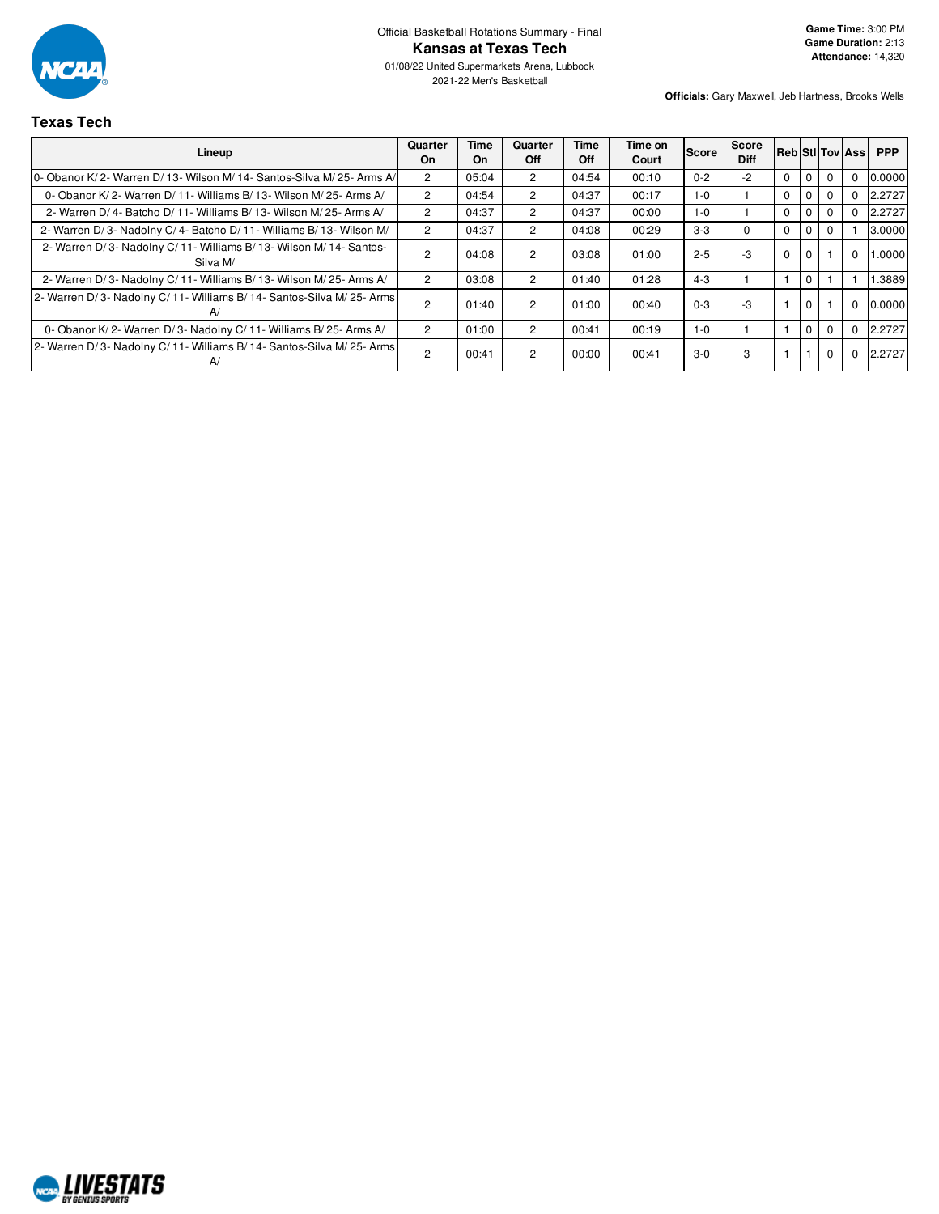Official Basketball Rotations Summary - Final

## Kansas at Texas Tech

01/08/22 United Supermarkets Arena, Lubbock

2021-22 Men's Basketball

**Game Time:** 3:00 PM
**Game Duration:** 2:13
**Attendance:** 14,320

**Officials:** Gary Maxwell, Jeb Hartness, Brooks Wells

### Texas Tech

| Lineup | Quarter On | Time On | Quarter Off | Time Off | Time on Court | Score | Score Diff | Reb | Stl | Tov | Ass | PPP |
|---|---|---|---|---|---|---|---|---|---|---|---|---|
| 0- Obanor K/ 2- Warren D/ 13- Wilson M/ 14- Santos-Silva M/ 25- Arms A/ | 2 | 05:04 | 2 | 04:54 | 00:10 | 0-2 | -2 | 0 | 0 | 0 | 0 | 0.0000 |
| 0- Obanor K/ 2- Warren D/ 11- Williams B/ 13- Wilson M/ 25- Arms A/ | 2 | 04:54 | 2 | 04:37 | 00:17 | 1-0 | 1 | 0 | 0 | 0 | 0 | 2.2727 |
| 2- Warren D/ 4- Batcho D/ 11- Williams B/ 13- Wilson M/ 25- Arms A/ | 2 | 04:37 | 2 | 04:37 | 00:00 | 1-0 | 1 | 0 | 0 | 0 | 0 | 2.2727 |
| 2- Warren D/ 3- Nadolny C/ 4- Batcho D/ 11- Williams B/ 13- Wilson M/ | 2 | 04:37 | 2 | 04:08 | 00:29 | 3-3 | 0 | 0 | 0 | 0 | 1 | 3.0000 |
| 2- Warren D/ 3- Nadolny C/ 11- Williams B/ 13- Wilson M/ 14- Santos-Silva M/ | 2 | 04:08 | 2 | 03:08 | 01:00 | 2-5 | -3 | 0 | 0 | 1 | 0 | 1.0000 |
| 2- Warren D/ 3- Nadolny C/ 11- Williams B/ 13- Wilson M/ 25- Arms A/ | 2 | 03:08 | 2 | 01:40 | 01:28 | 4-3 | 1 | 1 | 0 | 1 | 1 | 1.3889 |
| 2- Warren D/ 3- Nadolny C/ 11- Williams B/ 14- Santos-Silva M/ 25- Arms A/ | 2 | 01:40 | 2 | 01:00 | 00:40 | 0-3 | -3 | 1 | 0 | 1 | 0 | 0.0000 |
| 0- Obanor K/ 2- Warren D/ 3- Nadolny C/ 11- Williams B/ 25- Arms A/ | 2 | 01:00 | 2 | 00:41 | 00:19 | 1-0 | 1 | 1 | 0 | 0 | 0 | 2.2727 |
| 2- Warren D/ 3- Nadolny C/ 11- Williams B/ 14- Santos-Silva M/ 25- Arms A/ | 2 | 00:41 | 2 | 00:00 | 00:41 | 3-0 | 3 | 1 | 1 | 0 | 0 | 2.2727 |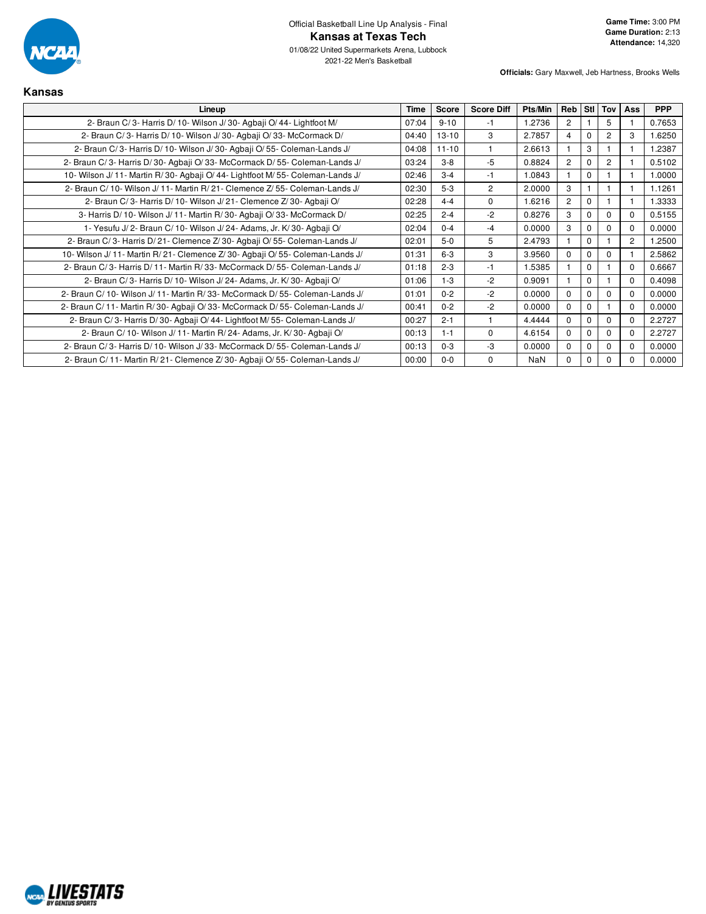Official Basketball Line Up Analysis - Final

# Kansas at Texas Tech

01/08/22 United Supermarkets Arena, Lubbock
2021-22 Men's Basketball

**Game Time:** 3:00 PM
**Game Duration:** 2:13
**Attendance:** 14,320

**Officials:** Gary Maxwell, Jeb Hartness, Brooks Wells

## Kansas

| Lineup | Time | Score | Score Diff | Pts/Min | Reb | Stl | Tov | Ass | PPP |
|---|---|---|---|---|---|---|---|---|---|
| 2- Braun C/ 3- Harris D/ 10- Wilson J/ 30- Agbaji O/ 44- Lightfoot M/ | 07:04 | 9-10 | -1 | 1.2736 | 2 | 1 | 5 | 1 | 0.7653 |
| 2- Braun C/ 3- Harris D/ 10- Wilson J/ 30- Agbaji O/ 33- McCormack D/ | 04:40 | 13-10 | 3 | 2.7857 | 4 | 0 | 2 | 3 | 1.6250 |
| 2- Braun C/ 3- Harris D/ 10- Wilson J/ 30- Agbaji O/ 55- Coleman-Lands J/ | 04:08 | 11-10 | 1 | 2.6613 | 1 | 3 | 1 | 1 | 1.2387 |
| 2- Braun C/ 3- Harris D/ 30- Agbaji O/ 33- McCormack D/ 55- Coleman-Lands J/ | 03:24 | 3-8 | -5 | 0.8824 | 2 | 0 | 2 | 1 | 0.5102 |
| 10- Wilson J/ 11- Martin R/ 30- Agbaji O/ 44- Lightfoot M/ 55- Coleman-Lands J/ | 02:46 | 3-4 | -1 | 1.0843 | 1 | 0 | 1 | 1 | 1.0000 |
| 2- Braun C/ 10- Wilson J/ 11- Martin R/ 21- Clemence Z/ 55- Coleman-Lands J/ | 02:30 | 5-3 | 2 | 2.0000 | 3 | 1 | 1 | 1 | 1.1261 |
| 2- Braun C/ 3- Harris D/ 10- Wilson J/ 21- Clemence Z/ 30- Agbaji O/ | 02:28 | 4-4 | 0 | 1.6216 | 2 | 0 | 1 | 1 | 1.3333 |
| 3- Harris D/ 10- Wilson J/ 11- Martin R/ 30- Agbaji O/ 33- McCormack D/ | 02:25 | 2-4 | -2 | 0.8276 | 3 | 0 | 0 | 0 | 0.5155 |
| 1- Yesufu J/ 2- Braun C/ 10- Wilson J/ 24- Adams, Jr. K/ 30- Agbaji O/ | 02:04 | 0-4 | -4 | 0.0000 | 3 | 0 | 0 | 0 | 0.0000 |
| 2- Braun C/ 3- Harris D/ 21- Clemence Z/ 30- Agbaji O/ 55- Coleman-Lands J/ | 02:01 | 5-0 | 5 | 2.4793 | 1 | 0 | 1 | 2 | 1.2500 |
| 10- Wilson J/ 11- Martin R/ 21- Clemence Z/ 30- Agbaji O/ 55- Coleman-Lands J/ | 01:31 | 6-3 | 3 | 3.9560 | 0 | 0 | 0 | 1 | 2.5862 |
| 2- Braun C/ 3- Harris D/ 11- Martin R/ 33- McCormack D/ 55- Coleman-Lands J/ | 01:18 | 2-3 | -1 | 1.5385 | 1 | 0 | 1 | 0 | 0.6667 |
| 2- Braun C/ 3- Harris D/ 10- Wilson J/ 24- Adams, Jr. K/ 30- Agbaji O/ | 01:06 | 1-3 | -2 | 0.9091 | 1 | 0 | 1 | 0 | 0.4098 |
| 2- Braun C/ 10- Wilson J/ 11- Martin R/ 33- McCormack D/ 55- Coleman-Lands J/ | 01:01 | 0-2 | -2 | 0.0000 | 0 | 0 | 0 | 0 | 0.0000 |
| 2- Braun C/ 11- Martin R/ 30- Agbaji O/ 33- McCormack D/ 55- Coleman-Lands J/ | 00:41 | 0-2 | -2 | 0.0000 | 0 | 0 | 1 | 0 | 0.0000 |
| 2- Braun C/ 3- Harris D/ 30- Agbaji O/ 44- Lightfoot M/ 55- Coleman-Lands J/ | 00:27 | 2-1 | 1 | 4.4444 | 0 | 0 | 0 | 0 | 2.2727 |
| 2- Braun C/ 10- Wilson J/ 11- Martin R/ 24- Adams, Jr. K/ 30- Agbaji O/ | 00:13 | 1-1 | 0 | 4.6154 | 0 | 0 | 0 | 0 | 2.2727 |
| 2- Braun C/ 3- Harris D/ 10- Wilson J/ 33- McCormack D/ 55- Coleman-Lands J/ | 00:13 | 0-3 | -3 | 0.0000 | 0 | 0 | 0 | 0 | 0.0000 |
| 2- Braun C/ 11- Martin R/ 21- Clemence Z/ 30- Agbaji O/ 55- Coleman-Lands J/ | 00:00 | 0-0 | 0 | NaN | 0 | 0 | 0 | 0 | 0.0000 |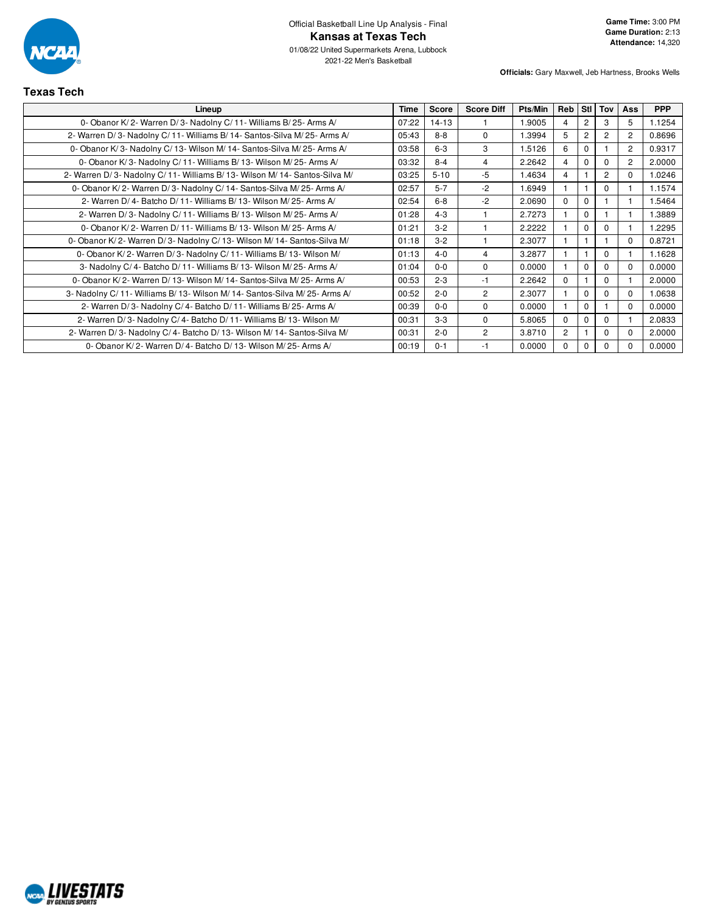Official Basketball Line Up Analysis - Final

# Kansas at Texas Tech

01/08/22 United Supermarkets Arena, Lubbock

2021-22 Men's Basketball

**Game Time:** 3:00 PM
**Game Duration:** 2:13
**Attendance:** 14,320

**Officials:** Gary Maxwell, Jeb Hartness, Brooks Wells

## Texas Tech

| Lineup | Time | Score | Score Diff | Pts/Min | Reb | Stl | Tov | Ass | PPP |
|---|---|---|---|---|---|---|---|---|---|
| 0- Obanor K/ 2- Warren D/ 3- Nadolny C/ 11- Williams B/ 25- Arms A/ | 07:22 | 14-13 | 1 | 1.9005 | 4 | 2 | 3 | 5 | 1.1254 |
| 2- Warren D/ 3- Nadolny C/ 11- Williams B/ 14- Santos-Silva M/ 25- Arms A/ | 05:43 | 8-8 | 0 | 1.3994 | 5 | 2 | 2 | 2 | 0.8696 |
| 0- Obanor K/ 3- Nadolny C/ 13- Wilson M/ 14- Santos-Silva M/ 25- Arms A/ | 03:58 | 6-3 | 3 | 1.5126 | 6 | 0 | 1 | 2 | 0.9317 |
| 0- Obanor K/ 3- Nadolny C/ 11- Williams B/ 13- Wilson M/ 25- Arms A/ | 03:32 | 8-4 | 4 | 2.2642 | 4 | 0 | 0 | 2 | 2.0000 |
| 2- Warren D/ 3- Nadolny C/ 11- Williams B/ 13- Wilson M/ 14- Santos-Silva M/ | 03:25 | 5-10 | -5 | 1.4634 | 4 | 1 | 2 | 0 | 1.0246 |
| 0- Obanor K/ 2- Warren D/ 3- Nadolny C/ 14- Santos-Silva M/ 25- Arms A/ | 02:57 | 5-7 | -2 | 1.6949 | 1 | 1 | 0 | 1 | 1.1574 |
| 2- Warren D/ 4- Batcho D/ 11- Williams B/ 13- Wilson M/ 25- Arms A/ | 02:54 | 6-8 | -2 | 2.0690 | 0 | 0 | 1 | 1 | 1.5464 |
| 2- Warren D/ 3- Nadolny C/ 11- Williams B/ 13- Wilson M/ 25- Arms A/ | 01:28 | 4-3 | 1 | 2.7273 | 1 | 0 | 1 | 1 | 1.3889 |
| 0- Obanor K/ 2- Warren D/ 11- Williams B/ 13- Wilson M/ 25- Arms A/ | 01:21 | 3-2 | 1 | 2.2222 | 1 | 0 | 0 | 1 | 1.2295 |
| 0- Obanor K/ 2- Warren D/ 3- Nadolny C/ 13- Wilson M/ 14- Santos-Silva M/ | 01:18 | 3-2 | 1 | 2.3077 | 1 | 1 | 1 | 0 | 0.8721 |
| 0- Obanor K/ 2- Warren D/ 3- Nadolny C/ 11- Williams B/ 13- Wilson M/ | 01:13 | 4-0 | 4 | 3.2877 | 1 | 1 | 0 | 1 | 1.1628 |
| 3- Nadolny C/ 4- Batcho D/ 11- Williams B/ 13- Wilson M/ 25- Arms A/ | 01:04 | 0-0 | 0 | 0.0000 | 1 | 0 | 0 | 0 | 0.0000 |
| 0- Obanor K/ 2- Warren D/ 13- Wilson M/ 14- Santos-Silva M/ 25- Arms A/ | 00:53 | 2-3 | -1 | 2.2642 | 0 | 1 | 0 | 1 | 2.0000 |
| 3- Nadolny C/ 11- Williams B/ 13- Wilson M/ 14- Santos-Silva M/ 25- Arms A/ | 00:52 | 2-0 | 2 | 2.3077 | 1 | 0 | 0 | 0 | 1.0638 |
| 2- Warren D/ 3- Nadolny C/ 4- Batcho D/ 11- Williams B/ 25- Arms A/ | 00:39 | 0-0 | 0 | 0.0000 | 1 | 0 | 1 | 0 | 0.0000 |
| 2- Warren D/ 3- Nadolny C/ 4- Batcho D/ 11- Williams B/ 13- Wilson M/ | 00:31 | 3-3 | 0 | 5.8065 | 0 | 0 | 0 | 1 | 2.0833 |
| 2- Warren D/ 3- Nadolny C/ 4- Batcho D/ 13- Wilson M/ 14- Santos-Silva M/ | 00:31 | 2-0 | 2 | 3.8710 | 2 | 1 | 0 | 0 | 2.0000 |
| 0- Obanor K/ 2- Warren D/ 4- Batcho D/ 13- Wilson M/ 25- Arms A/ | 00:19 | 0-1 | -1 | 0.0000 | 0 | 0 | 0 | 0 | 0.0000 |